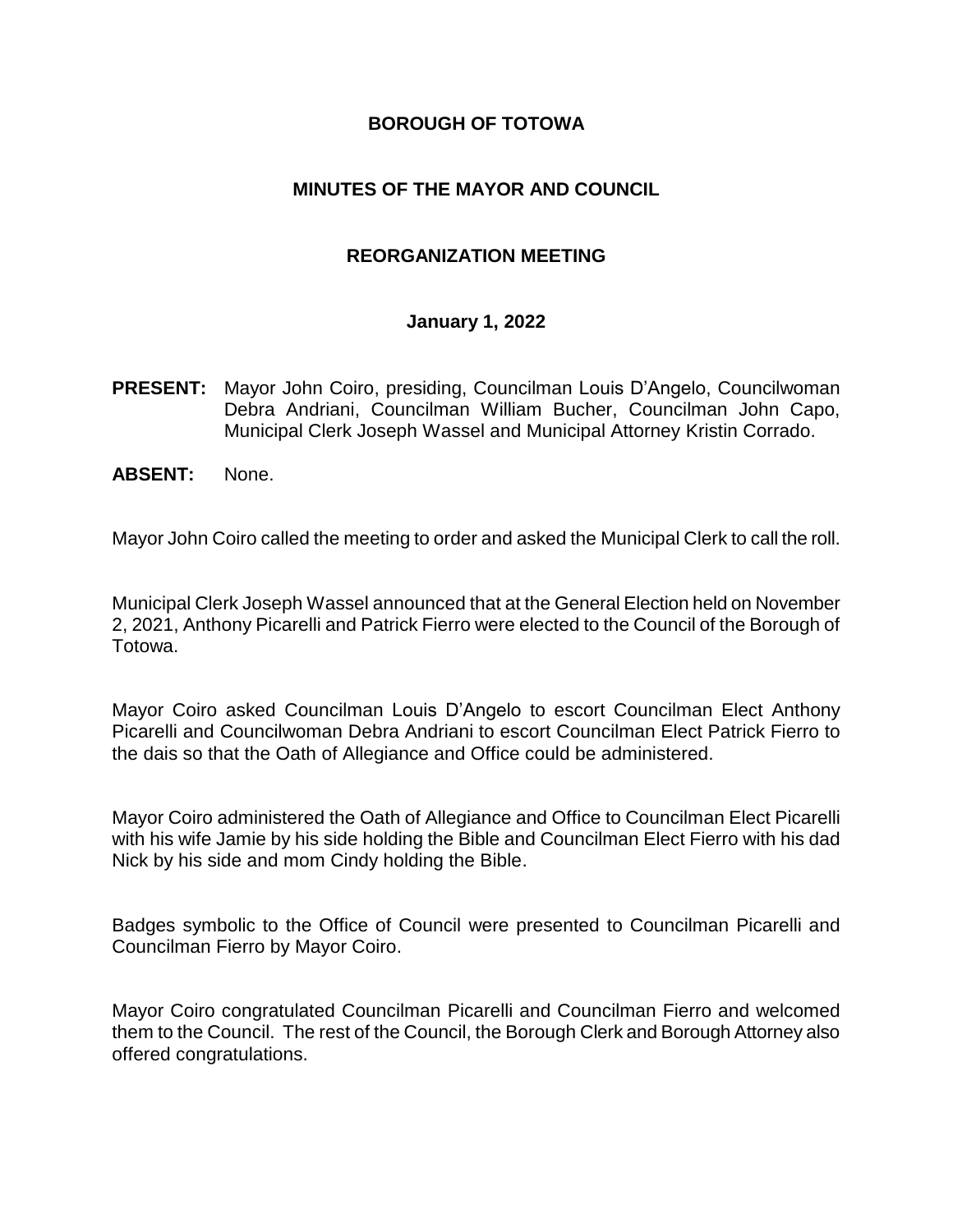# BOROUGH OF TOTOWA

## MINUTES OF THE MAYOR AND COUNCIL

## REORGANIZATION MEETING

### January 1, 2022

**PRESENT:** Mayor John Coiro, presiding, Councilman Louis D'Angelo, Councilwoman Debra Andriani, Councilman William Bucher, Councilman John Capo, Municipal Clerk Joseph Wassel and Municipal Attorney Kristin Corrado.

**ABSENT:** None.

Mayor John Coiro called the meeting to order and asked the Municipal Clerk to call the roll.

Municipal Clerk Joseph Wassel announced that at the General Election held on November 2, 2021, Anthony Picarelli and Patrick Fierro were elected to the Council of the Borough of Totowa.

Mayor Coiro asked Councilman Louis D'Angelo to escort Councilman Elect Anthony Picarelli and Councilwoman Debra Andriani to escort Councilman Elect Patrick Fierro to the dais so that the Oath of Allegiance and Office could be administered.

Mayor Coiro administered the Oath of Allegiance and Office to Councilman Elect Picarelli with his wife Jamie by his side holding the Bible and Councilman Elect Fierro with his dad Nick by his side and mom Cindy holding the Bible.

Badges symbolic to the Office of Council were presented to Councilman Picarelli and Councilman Fierro by Mayor Coiro.

Mayor Coiro congratulated Councilman Picarelli and Councilman Fierro and welcomed them to the Council. The rest of the Council, the Borough Clerk and Borough Attorney also offered congratulations.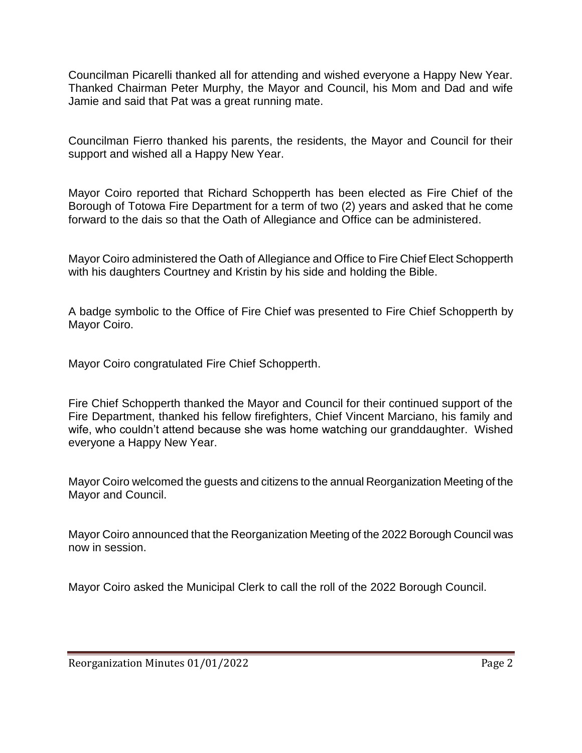Councilman Picarelli thanked all for attending and wished everyone a Happy New Year. Thanked Chairman Peter Murphy, the Mayor and Council, his Mom and Dad and wife Jamie and said that Pat was a great running mate.

Councilman Fierro thanked his parents, the residents, the Mayor and Council for their support and wished all a Happy New Year.

Mayor Coiro reported that Richard Schopperth has been elected as Fire Chief of the Borough of Totowa Fire Department for a term of two (2) years and asked that he come forward to the dais so that the Oath of Allegiance and Office can be administered.

Mayor Coiro administered the Oath of Allegiance and Office to Fire Chief Elect Schopperth with his daughters Courtney and Kristin by his side and holding the Bible.

A badge symbolic to the Office of Fire Chief was presented to Fire Chief Schopperth by Mayor Coiro.

Mayor Coiro congratulated Fire Chief Schopperth.

Fire Chief Schopperth thanked the Mayor and Council for their continued support of the Fire Department, thanked his fellow firefighters, Chief Vincent Marciano, his family and wife, who couldn't attend because she was home watching our granddaughter. Wished everyone a Happy New Year.

Mayor Coiro welcomed the guests and citizens to the annual Reorganization Meeting of the Mayor and Council.

Mayor Coiro announced that the Reorganization Meeting of the 2022 Borough Council was now in session.

Mayor Coiro asked the Municipal Clerk to call the roll of the 2022 Borough Council.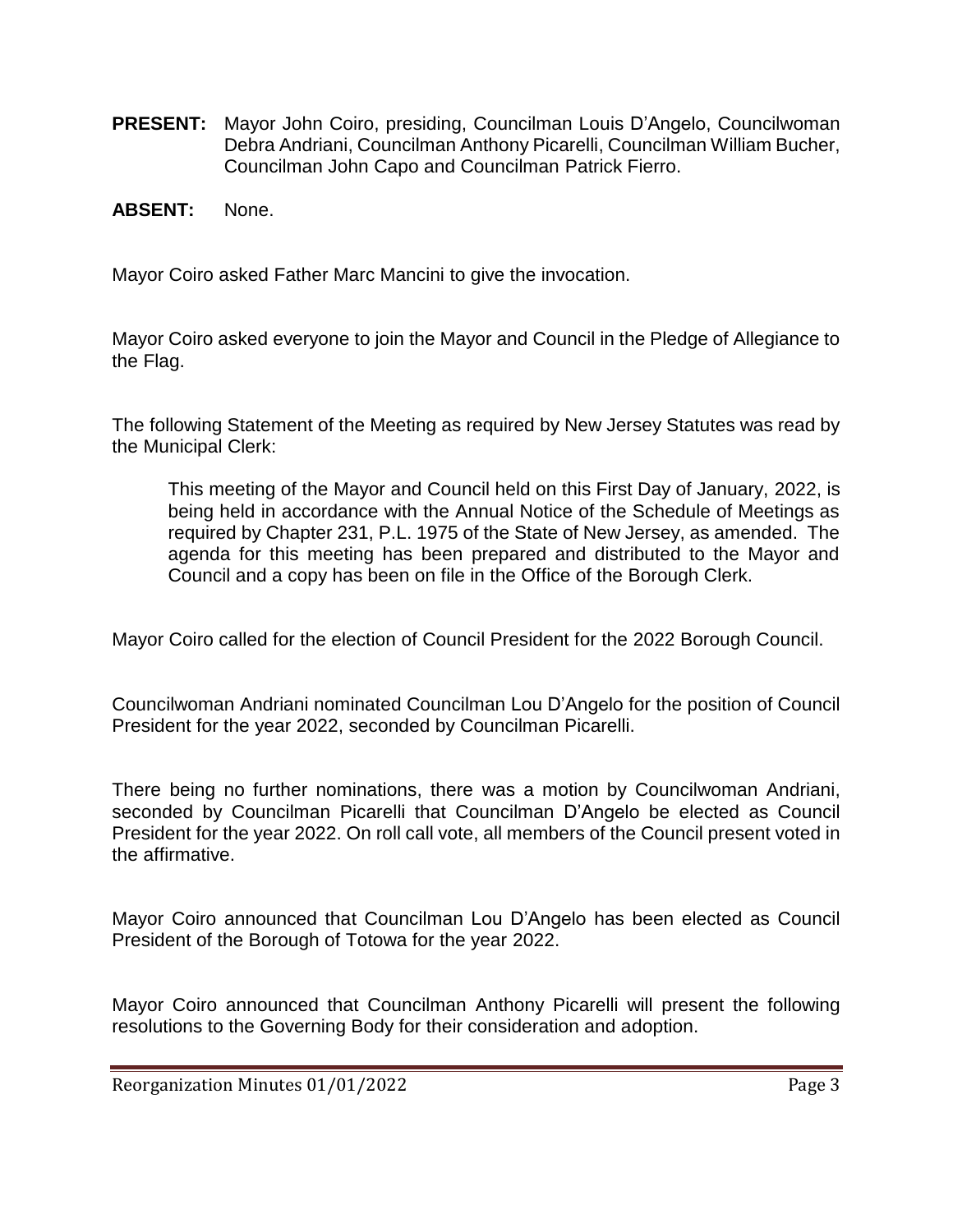**PRESENT:** Mayor John Coiro, presiding, Councilman Louis D'Angelo, Councilwoman Debra Andriani, Councilman Anthony Picarelli, Councilman William Bucher, Councilman John Capo and Councilman Patrick Fierro.

**ABSENT:** None.

Mayor Coiro asked Father Marc Mancini to give the invocation.

Mayor Coiro asked everyone to join the Mayor and Council in the Pledge of Allegiance to the Flag.

The following Statement of the Meeting as required by New Jersey Statutes was read by the Municipal Clerk:

> This meeting of the Mayor and Council held on this First Day of January, 2022, is being held in accordance with the Annual Notice of the Schedule of Meetings as required by Chapter 231, P.L. 1975 of the State of New Jersey, as amended. The agenda for this meeting has been prepared and distributed to the Mayor and Council and a copy has been on file in the Office of the Borough Clerk.

Mayor Coiro called for the election of Council President for the 2022 Borough Council.

Councilwoman Andriani nominated Councilman Lou D'Angelo for the position of Council President for the year 2022, seconded by Councilman Picarelli.

There being no further nominations, there was a motion by Councilwoman Andriani, seconded by Councilman Picarelli that Councilman D'Angelo be elected as Council President for the year 2022. On roll call vote, all members of the Council present voted in the affirmative.

Mayor Coiro announced that Councilman Lou D'Angelo has been elected as Council President of the Borough of Totowa for the year 2022.

Mayor Coiro announced that Councilman Anthony Picarelli will present the following resolutions to the Governing Body for their consideration and adoption.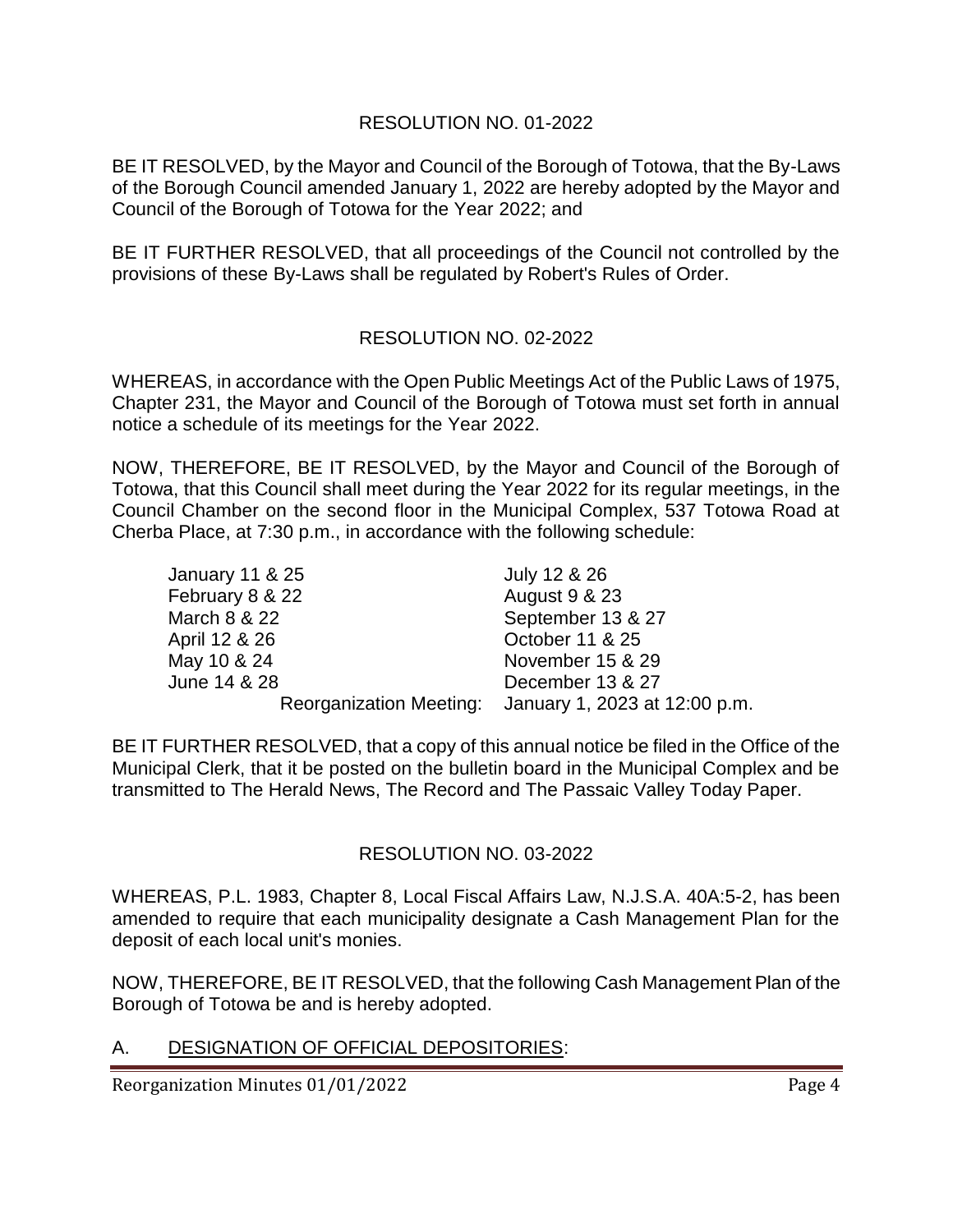## RESOLUTION NO. 01-2022

BE IT RESOLVED, by the Mayor and Council of the Borough of Totowa, that the By-Laws of the Borough Council amended January 1, 2022 are hereby adopted by the Mayor and Council of the Borough of Totowa for the Year 2022; and

BE IT FURTHER RESOLVED, that all proceedings of the Council not controlled by the provisions of these By-Laws shall be regulated by Robert's Rules of Order.

## RESOLUTION NO. 02-2022

WHEREAS, in accordance with the Open Public Meetings Act of the Public Laws of 1975, Chapter 231, the Mayor and Council of the Borough of Totowa must set forth in annual notice a schedule of its meetings for the Year 2022.

NOW, THEREFORE, BE IT RESOLVED, by the Mayor and Council of the Borough of Totowa, that this Council shall meet during the Year 2022 for its regular meetings, in the Council Chamber on the second floor in the Municipal Complex, 537 Totowa Road at Cherba Place, at 7:30 p.m., in accordance with the following schedule:

| | |
|---|---|
| January 11 & 25 | July 12 & 26 |
| February 8 & 22 | August 9 & 23 |
| March 8 & 22 | September 13 & 27 |
| April 12 & 26 | October 11 & 25 |
| May 10 & 24 | November 15 & 29 |
| June 14 & 28 | December 13 & 27 |
| Reorganization Meeting: | January 1, 2023 at 12:00 p.m. |

BE IT FURTHER RESOLVED, that a copy of this annual notice be filed in the Office of the Municipal Clerk, that it be posted on the bulletin board in the Municipal Complex and be transmitted to The Herald News, The Record and The Passaic Valley Today Paper.

## RESOLUTION NO. 03-2022

WHEREAS, P.L. 1983, Chapter 8, Local Fiscal Affairs Law, N.J.S.A. 40A:5-2, has been amended to require that each municipality designate a Cash Management Plan for the deposit of each local unit's monies.

NOW, THEREFORE, BE IT RESOLVED, that the following Cash Management Plan of the Borough of Totowa be and is hereby adopted.

A. DESIGNATION OF OFFICIAL DEPOSITORIES: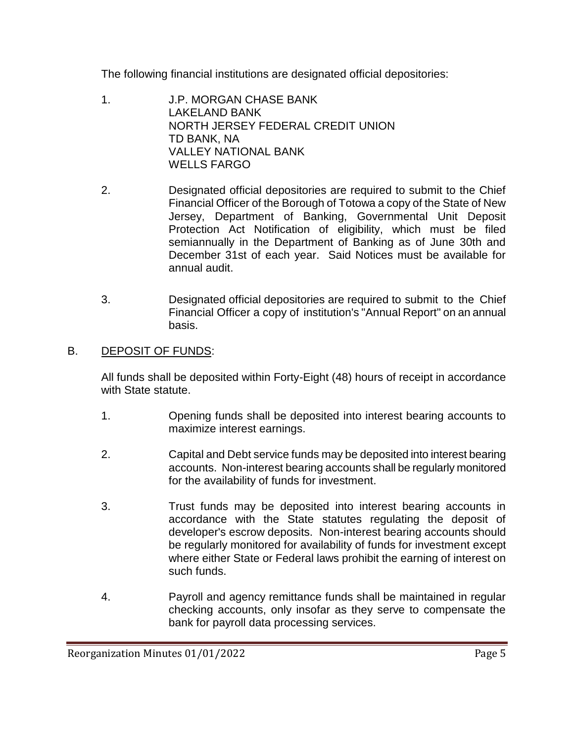The following financial institutions are designated official depositories:

1. J.P. MORGAN CHASE BANK
   LAKELAND BANK
   NORTH JERSEY FEDERAL CREDIT UNION
   TD BANK, NA
   VALLEY NATIONAL BANK
   WELLS FARGO

2. Designated official depositories are required to submit to the Chief Financial Officer of the Borough of Totowa a copy of the State of New Jersey, Department of Banking, Governmental Unit Deposit Protection Act Notification of eligibility, which must be filed semiannually in the Department of Banking as of June 30th and December 31st of each year. Said Notices must be available for annual audit.

3. Designated official depositories are required to submit to the Chief Financial Officer a copy of institution's "Annual Report" on an annual basis.

B. <u>DEPOSIT OF FUNDS</u>:

All funds shall be deposited within Forty-Eight (48) hours of receipt in accordance with State statute.

1. Opening funds shall be deposited into interest bearing accounts to maximize interest earnings.

2. Capital and Debt service funds may be deposited into interest bearing accounts. Non-interest bearing accounts shall be regularly monitored for the availability of funds for investment.

3. Trust funds may be deposited into interest bearing accounts in accordance with the State statutes regulating the deposit of developer's escrow deposits. Non-interest bearing accounts should be regularly monitored for availability of funds for investment except where either State or Federal laws prohibit the earning of interest on such funds.

4. Payroll and agency remittance funds shall be maintained in regular checking accounts, only insofar as they serve to compensate the bank for payroll data processing services.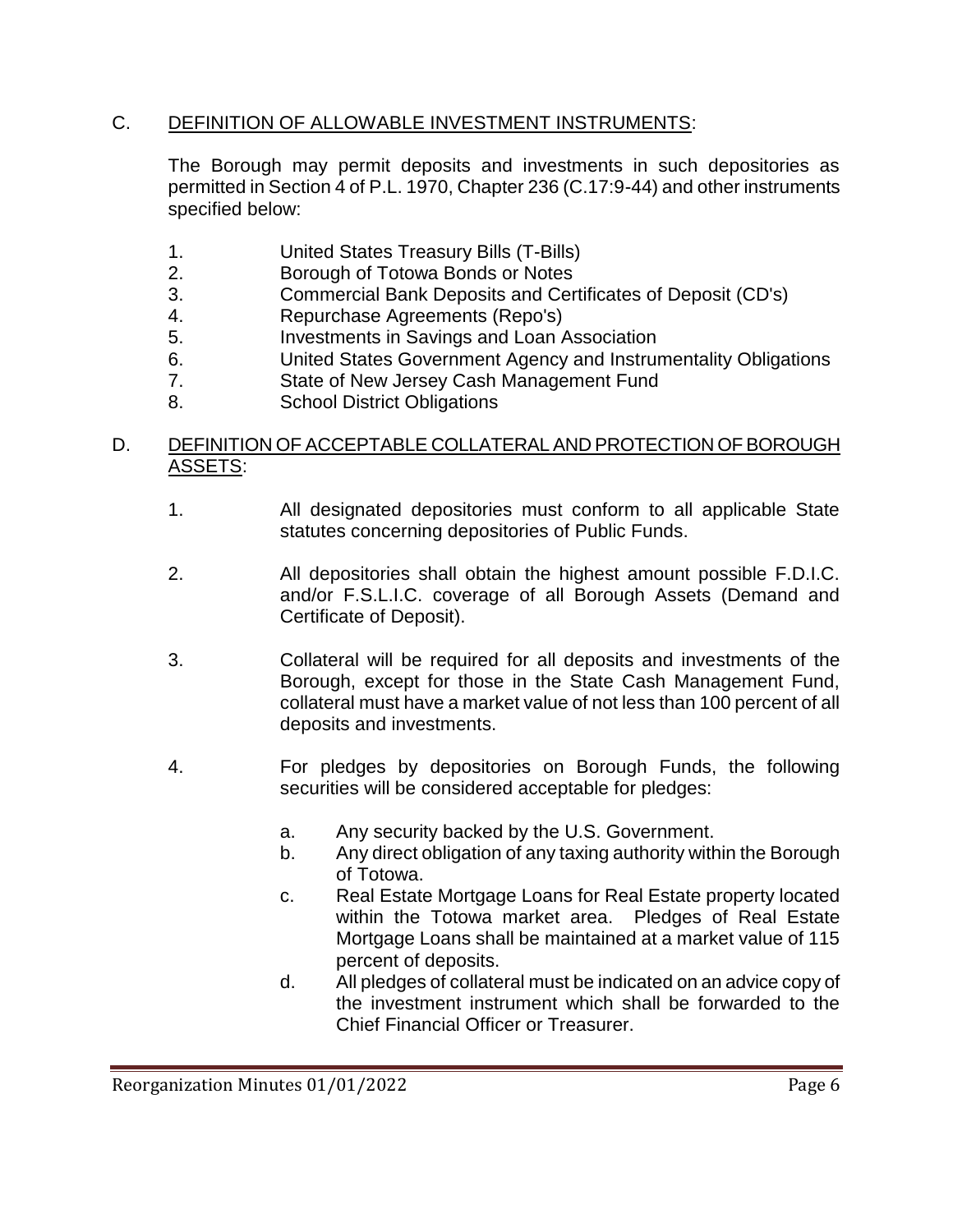C. <u>DEFINITION OF ALLOWABLE INVESTMENT INSTRUMENTS</u>:

The Borough may permit deposits and investments in such depositories as permitted in Section 4 of P.L. 1970, Chapter 236 (C.17:9-44) and other instruments specified below:

1. United States Treasury Bills (T-Bills)
2. Borough of Totowa Bonds or Notes
3. Commercial Bank Deposits and Certificates of Deposit (CD's)
4. Repurchase Agreements (Repo's)
5. Investments in Savings and Loan Association
6. United States Government Agency and Instrumentality Obligations
7. State of New Jersey Cash Management Fund
8. School District Obligations

D. <u>DEFINITION OF ACCEPTABLE COLLATERAL AND PROTECTION OF BOROUGH ASSETS</u>:

1. All designated depositories must conform to all applicable State statutes concerning depositories of Public Funds.

2. All depositories shall obtain the highest amount possible F.D.I.C. and/or F.S.L.I.C. coverage of all Borough Assets (Demand and Certificate of Deposit).

3. Collateral will be required for all deposits and investments of the Borough, except for those in the State Cash Management Fund, collateral must have a market value of not less than 100 percent of all deposits and investments.

4. For pledges by depositories on Borough Funds, the following securities will be considered acceptable for pledges:

   a. Any security backed by the U.S. Government.
   b. Any direct obligation of any taxing authority within the Borough of Totowa.
   c. Real Estate Mortgage Loans for Real Estate property located within the Totowa market area. Pledges of Real Estate Mortgage Loans shall be maintained at a market value of 115 percent of deposits.
   d. All pledges of collateral must be indicated on an advice copy of the investment instrument which shall be forwarded to the Chief Financial Officer or Treasurer.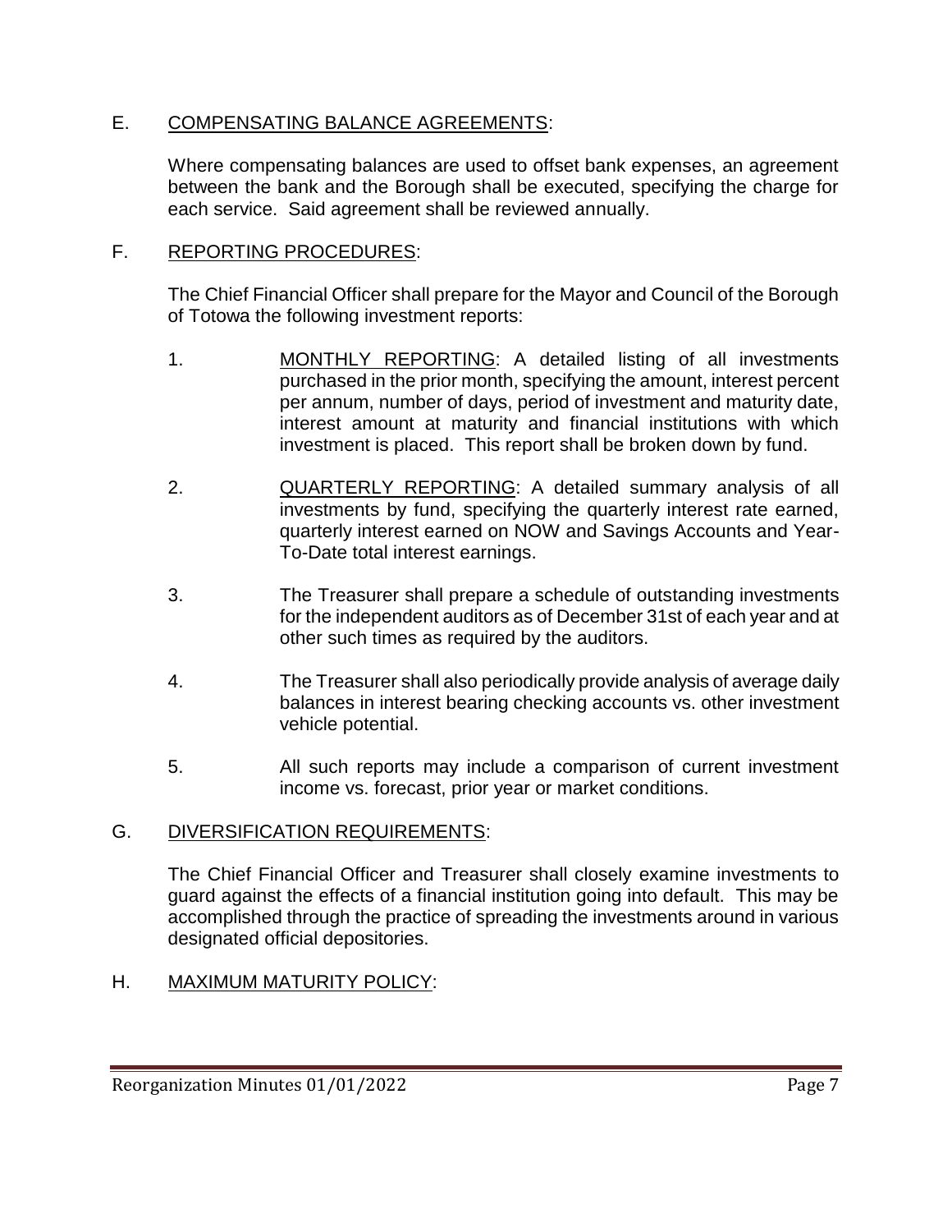E. <u>COMPENSATING BALANCE AGREEMENTS</u>:

Where compensating balances are used to offset bank expenses, an agreement between the bank and the Borough shall be executed, specifying the charge for each service. Said agreement shall be reviewed annually.

F. <u>REPORTING PROCEDURES</u>:

The Chief Financial Officer shall prepare for the Mayor and Council of the Borough of Totowa the following investment reports:

1. <u>MONTHLY REPORTING</u>: A detailed listing of all investments purchased in the prior month, specifying the amount, interest percent per annum, number of days, period of investment and maturity date, interest amount at maturity and financial institutions with which investment is placed. This report shall be broken down by fund.

2. <u>QUARTERLY REPORTING</u>: A detailed summary analysis of all investments by fund, specifying the quarterly interest rate earned, quarterly interest earned on NOW and Savings Accounts and Year-To-Date total interest earnings.

3. The Treasurer shall prepare a schedule of outstanding investments for the independent auditors as of December 31st of each year and at other such times as required by the auditors.

4. The Treasurer shall also periodically provide analysis of average daily balances in interest bearing checking accounts vs. other investment vehicle potential.

5. All such reports may include a comparison of current investment income vs. forecast, prior year or market conditions.

G. <u>DIVERSIFICATION REQUIREMENTS</u>:

The Chief Financial Officer and Treasurer shall closely examine investments to guard against the effects of a financial institution going into default. This may be accomplished through the practice of spreading the investments around in various designated official depositories.

H. <u>MAXIMUM MATURITY POLICY</u>: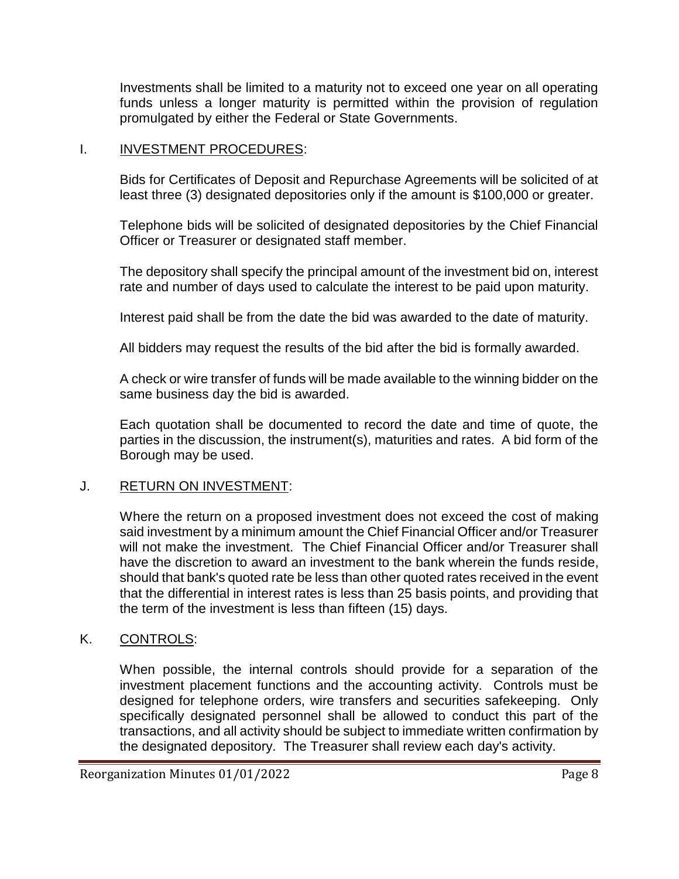Investments shall be limited to a maturity not to exceed one year on all operating funds unless a longer maturity is permitted within the provision of regulation promulgated by either the Federal or State Governments.

I. <u>INVESTMENT PROCEDURES</u>:

Bids for Certificates of Deposit and Repurchase Agreements will be solicited of at least three (3) designated depositories only if the amount is $100,000 or greater.

Telephone bids will be solicited of designated depositories by the Chief Financial Officer or Treasurer or designated staff member.

The depository shall specify the principal amount of the investment bid on, interest rate and number of days used to calculate the interest to be paid upon maturity.

Interest paid shall be from the date the bid was awarded to the date of maturity.

All bidders may request the results of the bid after the bid is formally awarded.

A check or wire transfer of funds will be made available to the winning bidder on the same business day the bid is awarded.

Each quotation shall be documented to record the date and time of quote, the parties in the discussion, the instrument(s), maturities and rates. A bid form of the Borough may be used.

J. <u>RETURN ON INVESTMENT</u>:

Where the return on a proposed investment does not exceed the cost of making said investment by a minimum amount the Chief Financial Officer and/or Treasurer will not make the investment. The Chief Financial Officer and/or Treasurer shall have the discretion to award an investment to the bank wherein the funds reside, should that bank's quoted rate be less than other quoted rates received in the event that the differential in interest rates is less than 25 basis points, and providing that the term of the investment is less than fifteen (15) days.

K. <u>CONTROLS</u>:

When possible, the internal controls should provide for a separation of the investment placement functions and the accounting activity. Controls must be designed for telephone orders, wire transfers and securities safekeeping. Only specifically designated personnel shall be allowed to conduct this part of the transactions, and all activity should be subject to immediate written confirmation by the designated depository. The Treasurer shall review each day's activity.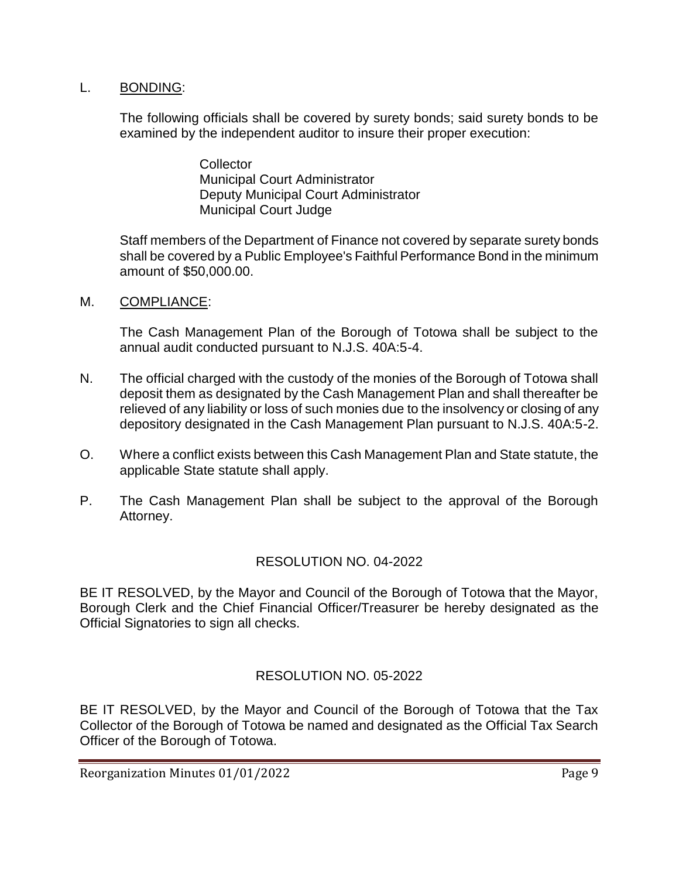L. <u>BONDING</u>:

The following officials shall be covered by surety bonds; said surety bonds to be examined by the independent auditor to insure their proper execution:

Collector
Municipal Court Administrator
Deputy Municipal Court Administrator
Municipal Court Judge

Staff members of the Department of Finance not covered by separate surety bonds shall be covered by a Public Employee's Faithful Performance Bond in the minimum amount of $50,000.00.

M. <u>COMPLIANCE</u>:

The Cash Management Plan of the Borough of Totowa shall be subject to the annual audit conducted pursuant to N.J.S. 40A:5-4.

N. The official charged with the custody of the monies of the Borough of Totowa shall deposit them as designated by the Cash Management Plan and shall thereafter be relieved of any liability or loss of such monies due to the insolvency or closing of any depository designated in the Cash Management Plan pursuant to N.J.S. 40A:5-2.

O. Where a conflict exists between this Cash Management Plan and State statute, the applicable State statute shall apply.

P. The Cash Management Plan shall be subject to the approval of the Borough Attorney.

## RESOLUTION NO. 04-2022

BE IT RESOLVED, by the Mayor and Council of the Borough of Totowa that the Mayor, Borough Clerk and the Chief Financial Officer/Treasurer be hereby designated as the Official Signatories to sign all checks.

## RESOLUTION NO. 05-2022

BE IT RESOLVED, by the Mayor and Council of the Borough of Totowa that the Tax Collector of the Borough of Totowa be named and designated as the Official Tax Search Officer of the Borough of Totowa.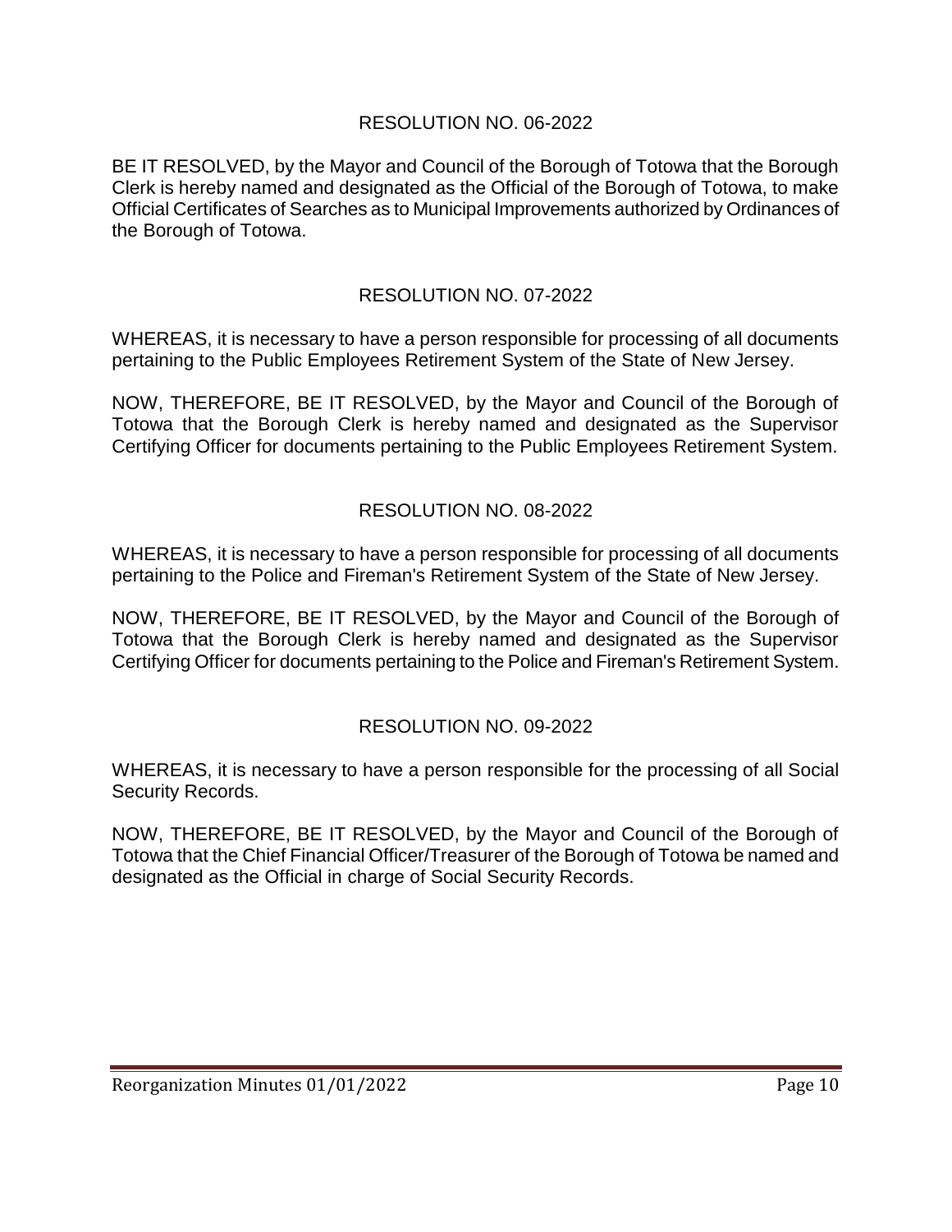## RESOLUTION NO. 06-2022

BE IT RESOLVED, by the Mayor and Council of the Borough of Totowa that the Borough Clerk is hereby named and designated as the Official of the Borough of Totowa, to make Official Certificates of Searches as to Municipal Improvements authorized by Ordinances of the Borough of Totowa.

## RESOLUTION NO. 07-2022

WHEREAS, it is necessary to have a person responsible for processing of all documents pertaining to the Public Employees Retirement System of the State of New Jersey.

NOW, THEREFORE, BE IT RESOLVED, by the Mayor and Council of the Borough of Totowa that the Borough Clerk is hereby named and designated as the Supervisor Certifying Officer for documents pertaining to the Public Employees Retirement System.

## RESOLUTION NO. 08-2022

WHEREAS, it is necessary to have a person responsible for processing of all documents pertaining to the Police and Fireman's Retirement System of the State of New Jersey.

NOW, THEREFORE, BE IT RESOLVED, by the Mayor and Council of the Borough of Totowa that the Borough Clerk is hereby named and designated as the Supervisor Certifying Officer for documents pertaining to the Police and Fireman's Retirement System.

## RESOLUTION NO. 09-2022

WHEREAS, it is necessary to have a person responsible for the processing of all Social Security Records.

NOW, THEREFORE, BE IT RESOLVED, by the Mayor and Council of the Borough of Totowa that the Chief Financial Officer/Treasurer of the Borough of Totowa be named and designated as the Official in charge of Social Security Records.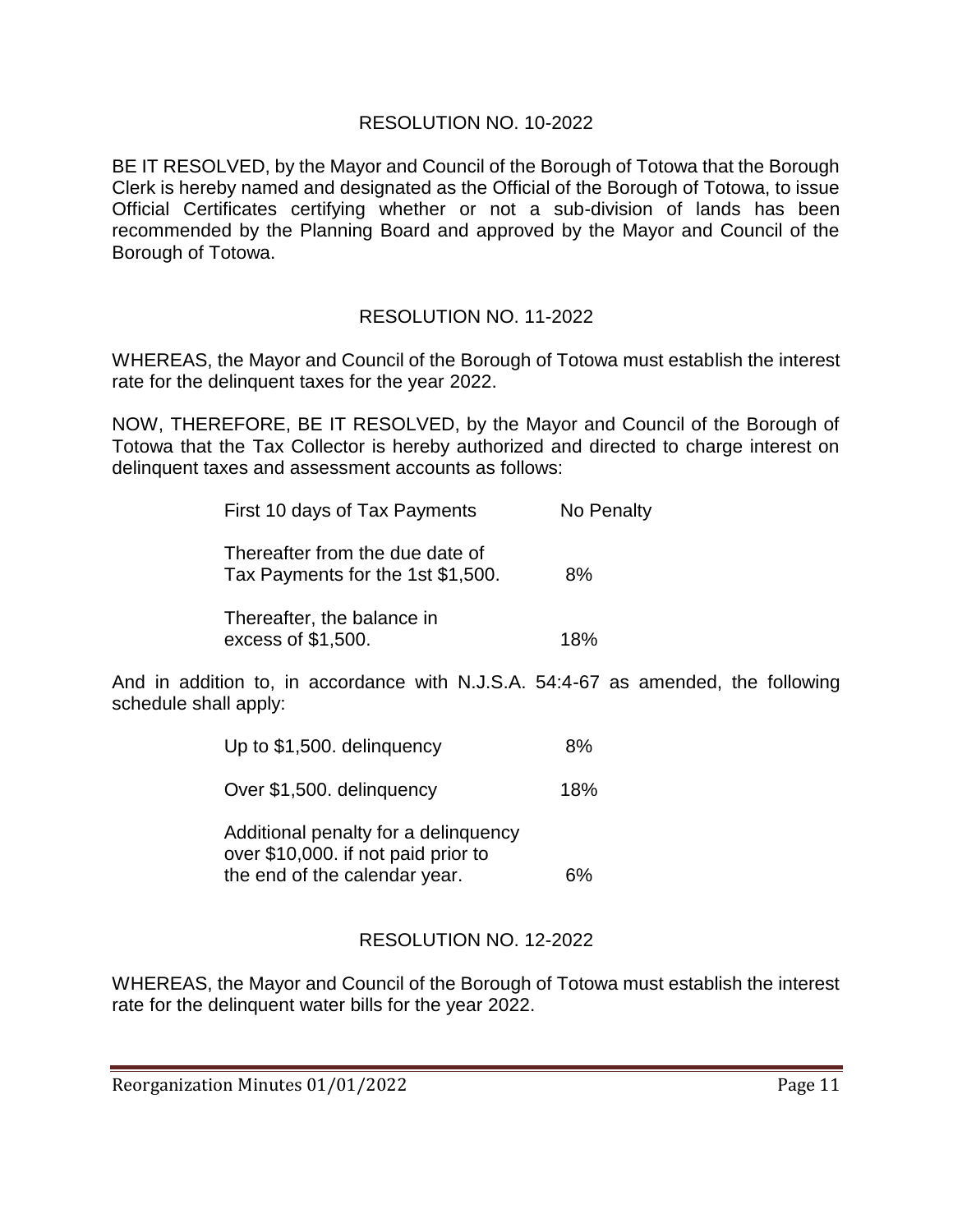## RESOLUTION NO. 10-2022

BE IT RESOLVED, by the Mayor and Council of the Borough of Totowa that the Borough Clerk is hereby named and designated as the Official of the Borough of Totowa, to issue Official Certificates certifying whether or not a sub-division of lands has been recommended by the Planning Board and approved by the Mayor and Council of the Borough of Totowa.

## RESOLUTION NO. 11-2022

WHEREAS, the Mayor and Council of the Borough of Totowa must establish the interest rate for the delinquent taxes for the year 2022.

NOW, THEREFORE, BE IT RESOLVED, by the Mayor and Council of the Borough of Totowa that the Tax Collector is hereby authorized and directed to charge interest on delinquent taxes and assessment accounts as follows:

| | |
|---|---|
| First 10 days of Tax Payments | No Penalty |
| Thereafter from the due date of Tax Payments for the 1st $1,500. | 8% |
| Thereafter, the balance in excess of $1,500. | 18% |

And in addition to, in accordance with N.J.S.A. 54:4-67 as amended, the following schedule shall apply:

| | |
|---|---|
| Up to $1,500. delinquency | 8% |
| Over $1,500. delinquency | 18% |
| Additional penalty for a delinquency over $10,000. if not paid prior to the end of the calendar year. | 6% |

## RESOLUTION NO. 12-2022

WHEREAS, the Mayor and Council of the Borough of Totowa must establish the interest rate for the delinquent water bills for the year 2022.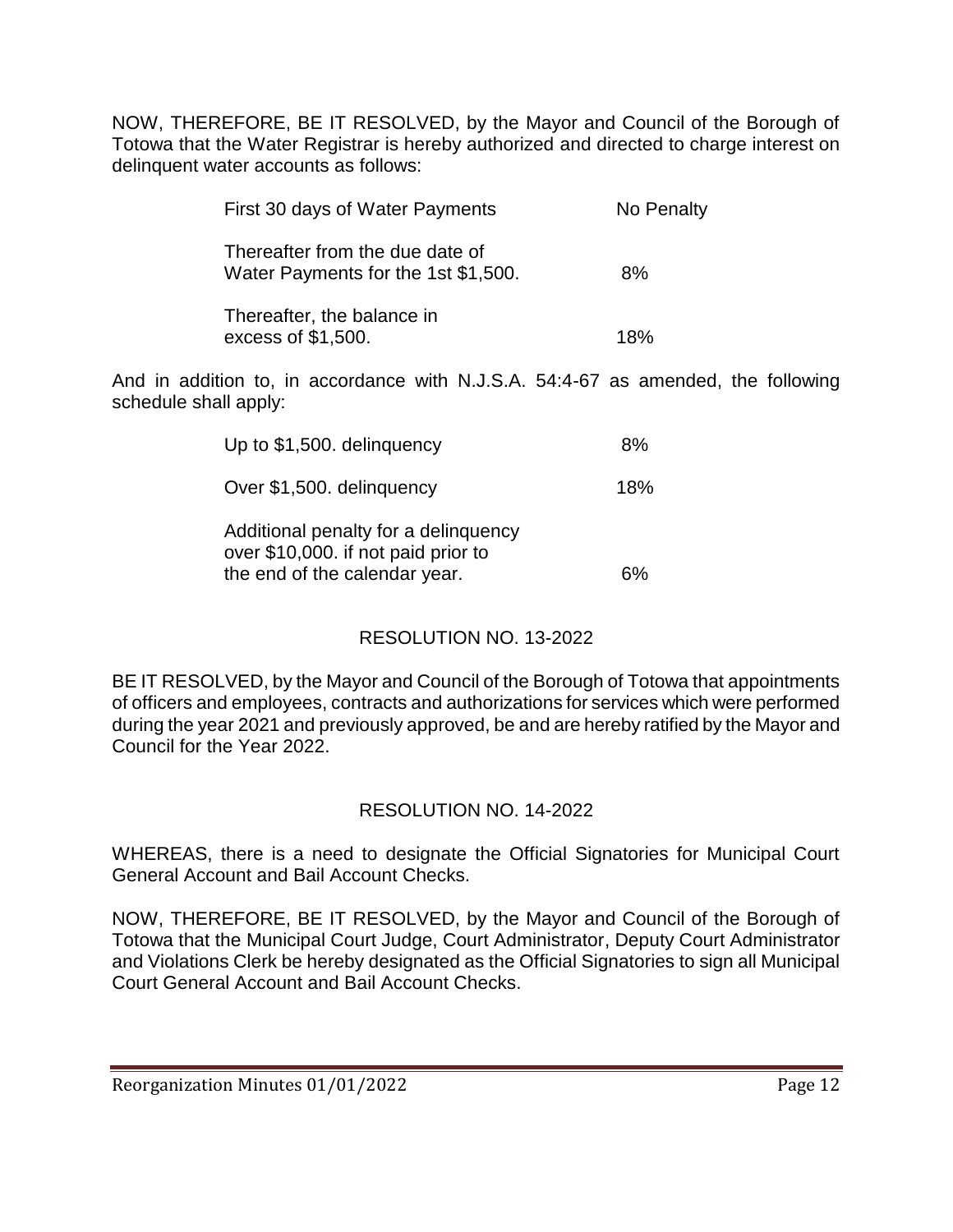NOW, THEREFORE, BE IT RESOLVED, by the Mayor and Council of the Borough of Totowa that the Water Registrar is hereby authorized and directed to charge interest on delinquent water accounts as follows:

| | |
|---|---|
| First 30 days of Water Payments | No Penalty |
| Thereafter from the due date of Water Payments for the 1st $1,500. | 8% |
| Thereafter, the balance in excess of $1,500. | 18% |

And in addition to, in accordance with N.J.S.A. 54:4-67 as amended, the following schedule shall apply:

| | |
|---|---|
| Up to $1,500. delinquency | 8% |
| Over $1,500. delinquency | 18% |
| Additional penalty for a delinquency over $10,000. if not paid prior to the end of the calendar year. | 6% |

## RESOLUTION NO. 13-2022

BE IT RESOLVED, by the Mayor and Council of the Borough of Totowa that appointments of officers and employees, contracts and authorizations for services which were performed during the year 2021 and previously approved, be and are hereby ratified by the Mayor and Council for the Year 2022.

## RESOLUTION NO. 14-2022

WHEREAS, there is a need to designate the Official Signatories for Municipal Court General Account and Bail Account Checks.

NOW, THEREFORE, BE IT RESOLVED, by the Mayor and Council of the Borough of Totowa that the Municipal Court Judge, Court Administrator, Deputy Court Administrator and Violations Clerk be hereby designated as the Official Signatories to sign all Municipal Court General Account and Bail Account Checks.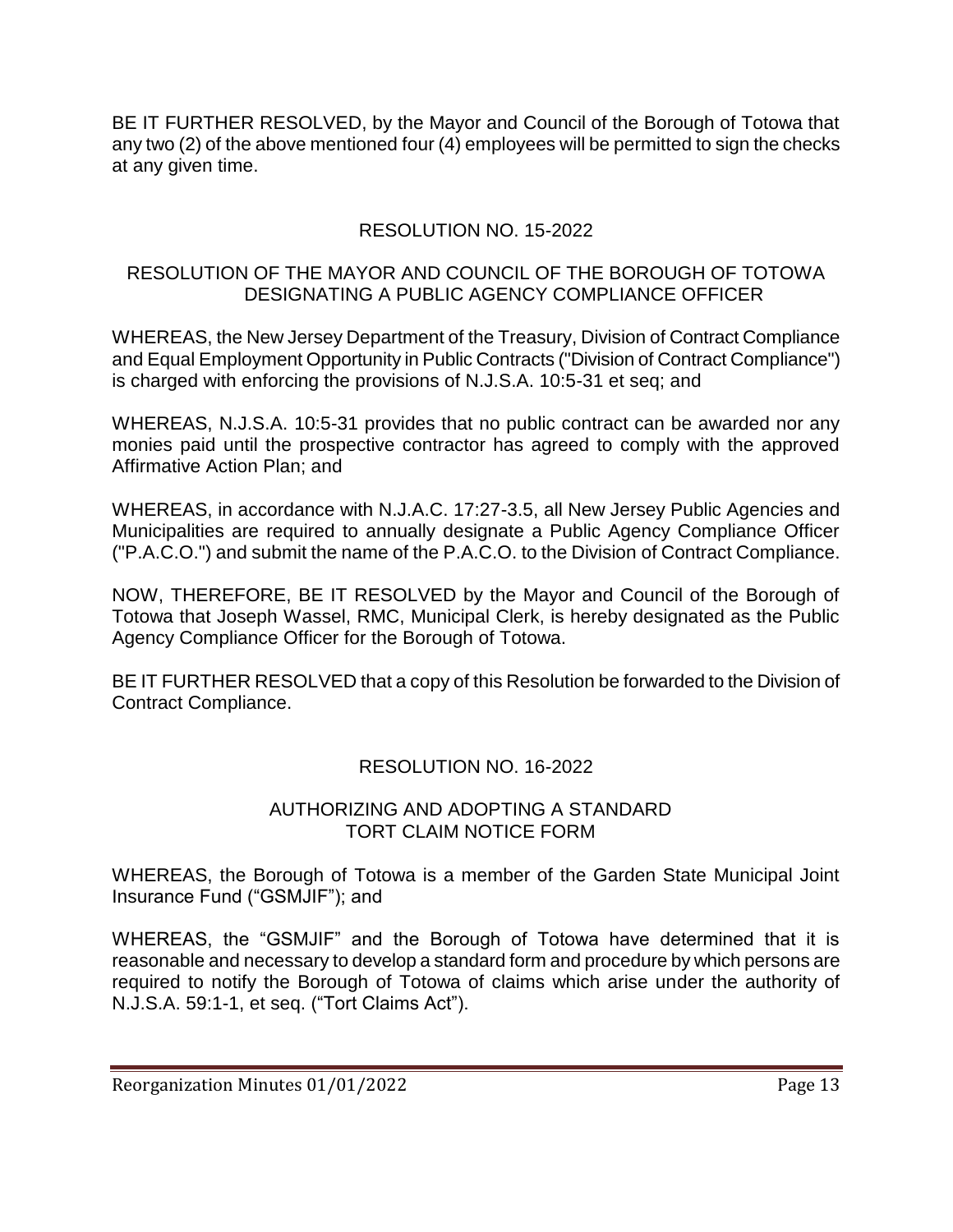BE IT FURTHER RESOLVED, by the Mayor and Council of the Borough of Totowa that any two (2) of the above mentioned four (4) employees will be permitted to sign the checks at any given time.

## RESOLUTION NO. 15-2022

### RESOLUTION OF THE MAYOR AND COUNCIL OF THE BOROUGH OF TOTOWA DESIGNATING A PUBLIC AGENCY COMPLIANCE OFFICER

WHEREAS, the New Jersey Department of the Treasury, Division of Contract Compliance and Equal Employment Opportunity in Public Contracts ("Division of Contract Compliance") is charged with enforcing the provisions of N.J.S.A. 10:5-31 et seq; and

WHEREAS, N.J.S.A. 10:5-31 provides that no public contract can be awarded nor any monies paid until the prospective contractor has agreed to comply with the approved Affirmative Action Plan; and

WHEREAS, in accordance with N.J.A.C. 17:27-3.5, all New Jersey Public Agencies and Municipalities are required to annually designate a Public Agency Compliance Officer ("P.A.C.O.") and submit the name of the P.A.C.O. to the Division of Contract Compliance.

NOW, THEREFORE, BE IT RESOLVED by the Mayor and Council of the Borough of Totowa that Joseph Wassel, RMC, Municipal Clerk, is hereby designated as the Public Agency Compliance Officer for the Borough of Totowa.

BE IT FURTHER RESOLVED that a copy of this Resolution be forwarded to the Division of Contract Compliance.

## RESOLUTION NO. 16-2022

### AUTHORIZING AND ADOPTING A STANDARD TORT CLAIM NOTICE FORM

WHEREAS, the Borough of Totowa is a member of the Garden State Municipal Joint Insurance Fund ("GSMJIF"); and

WHEREAS, the "GSMJIF" and the Borough of Totowa have determined that it is reasonable and necessary to develop a standard form and procedure by which persons are required to notify the Borough of Totowa of claims which arise under the authority of N.J.S.A. 59:1-1, et seq. ("Tort Claims Act").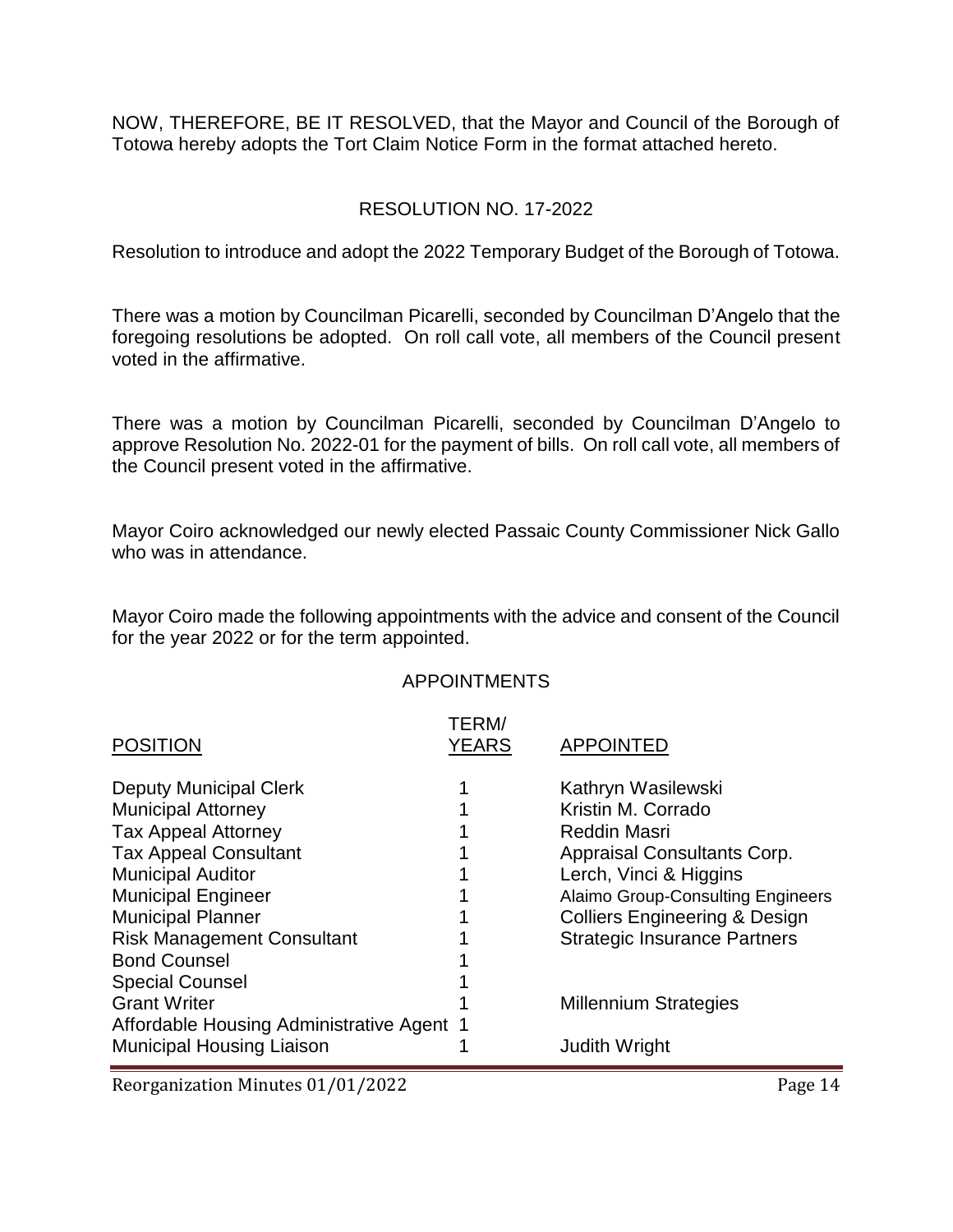NOW, THEREFORE, BE IT RESOLVED, that the Mayor and Council of the Borough of Totowa hereby adopts the Tort Claim Notice Form in the format attached hereto.

RESOLUTION NO. 17-2022

Resolution to introduce and adopt the 2022 Temporary Budget of the Borough of Totowa.

There was a motion by Councilman Picarelli, seconded by Councilman D'Angelo that the foregoing resolutions be adopted. On roll call vote, all members of the Council present voted in the affirmative.

There was a motion by Councilman Picarelli, seconded by Councilman D'Angelo to approve Resolution No. 2022-01 for the payment of bills. On roll call vote, all members of the Council present voted in the affirmative.

Mayor Coiro acknowledged our newly elected Passaic County Commissioner Nick Gallo who was in attendance.

Mayor Coiro made the following appointments with the advice and consent of the Council for the year 2022 or for the term appointed.

APPOINTMENTS

| POSITION | TERM/ YEARS | APPOINTED |
|---|---|---|
| Deputy Municipal Clerk | 1 | Kathryn Wasilewski |
| Municipal Attorney | 1 | Kristin M. Corrado |
| Tax Appeal Attorney | 1 | Reddin Masri |
| Tax Appeal Consultant | 1 | Appraisal Consultants Corp. |
| Municipal Auditor | 1 | Lerch, Vinci & Higgins |
| Municipal Engineer | 1 | Alaimo Group-Consulting Engineers |
| Municipal Planner | 1 | Colliers Engineering & Design |
| Risk Management Consultant | 1 | Strategic Insurance Partners |
| Bond Counsel | 1 | |
| Special Counsel | 1 | |
| Grant Writer | 1 | Millennium Strategies |
| Affordable Housing Administrative Agent | 1 | |
| Municipal Housing Liaison | 1 | Judith Wright |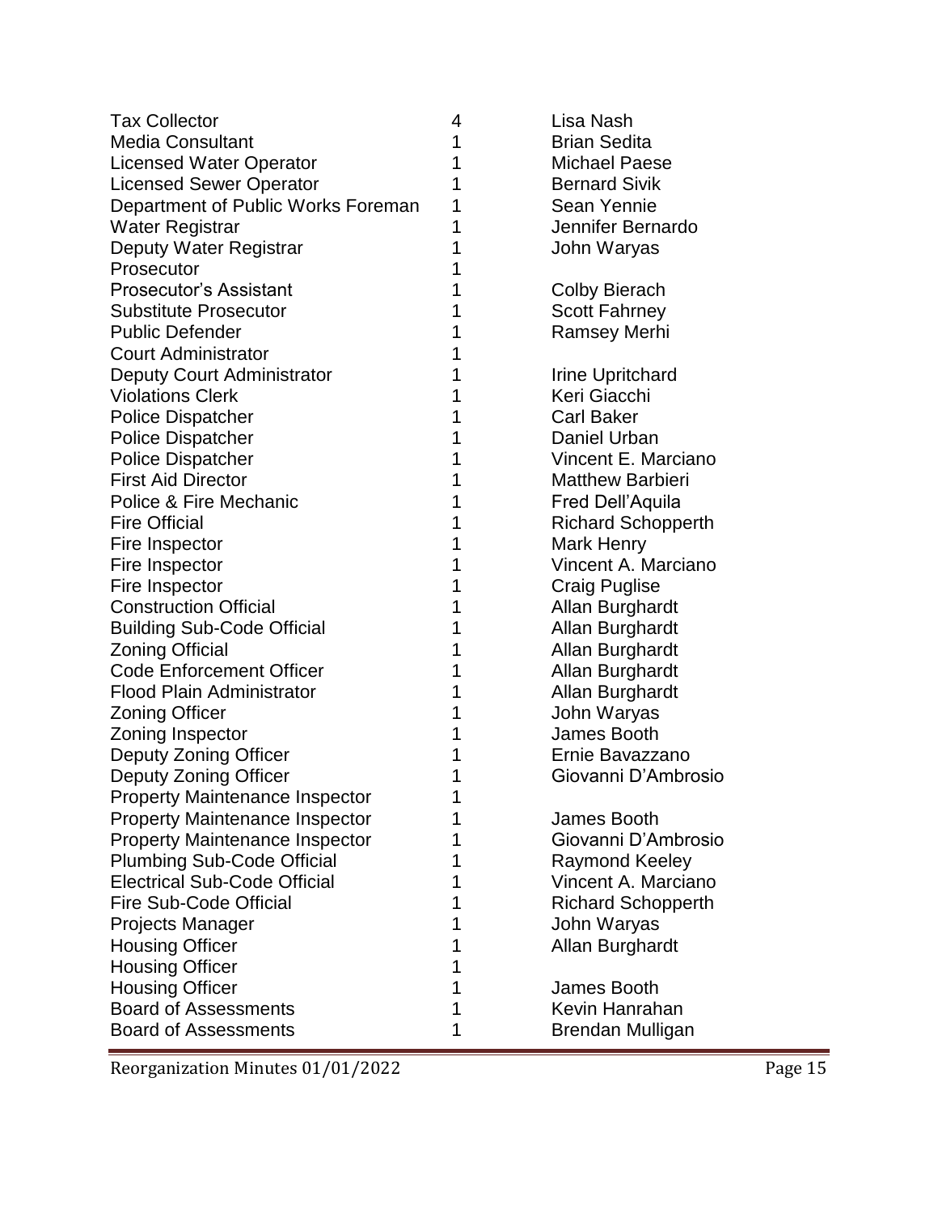| | | |
|---|---|---|
| Tax Collector | 4 | Lisa Nash |
| Media Consultant | 1 | Brian Sedita |
| Licensed Water Operator | 1 | Michael Paese |
| Licensed Sewer Operator | 1 | Bernard Sivik |
| Department of Public Works Foreman | 1 | Sean Yennie |
| Water Registrar | 1 | Jennifer Bernardo |
| Deputy Water Registrar | 1 | John Waryas |
| Prosecutor | 1 | |
| Prosecutor's Assistant | 1 | Colby Bierach |
| Substitute Prosecutor | 1 | Scott Fahrney |
| Public Defender | 1 | Ramsey Merhi |
| Court Administrator | 1 | |
| Deputy Court Administrator | 1 | Irine Upritchard |
| Violations Clerk | 1 | Keri Giacchi |
| Police Dispatcher | 1 | Carl Baker |
| Police Dispatcher | 1 | Daniel Urban |
| Police Dispatcher | 1 | Vincent E. Marciano |
| First Aid Director | 1 | Matthew Barbieri |
| Police & Fire Mechanic | 1 | Fred Dell'Aquila |
| Fire Official | 1 | Richard Schopperth |
| Fire Inspector | 1 | Mark Henry |
| Fire Inspector | 1 | Vincent A. Marciano |
| Fire Inspector | 1 | Craig Puglise |
| Construction Official | 1 | Allan Burghardt |
| Building Sub-Code Official | 1 | Allan Burghardt |
| Zoning Official | 1 | Allan Burghardt |
| Code Enforcement Officer | 1 | Allan Burghardt |
| Flood Plain Administrator | 1 | Allan Burghardt |
| Zoning Officer | 1 | John Waryas |
| Zoning Inspector | 1 | James Booth |
| Deputy Zoning Officer | 1 | Ernie Bavazzano |
| Deputy Zoning Officer | 1 | Giovanni D'Ambrosio |
| Property Maintenance Inspector | 1 | |
| Property Maintenance Inspector | 1 | James Booth |
| Property Maintenance Inspector | 1 | Giovanni D'Ambrosio |
| Plumbing Sub-Code Official | 1 | Raymond Keeley |
| Electrical Sub-Code Official | 1 | Vincent A. Marciano |
| Fire Sub-Code Official | 1 | Richard Schopperth |
| Projects Manager | 1 | John Waryas |
| Housing Officer | 1 | Allan Burghardt |
| Housing Officer | 1 | |
| Housing Officer | 1 | James Booth |
| Board of Assessments | 1 | Kevin Hanrahan |
| Board of Assessments | 1 | Brendan Mulligan |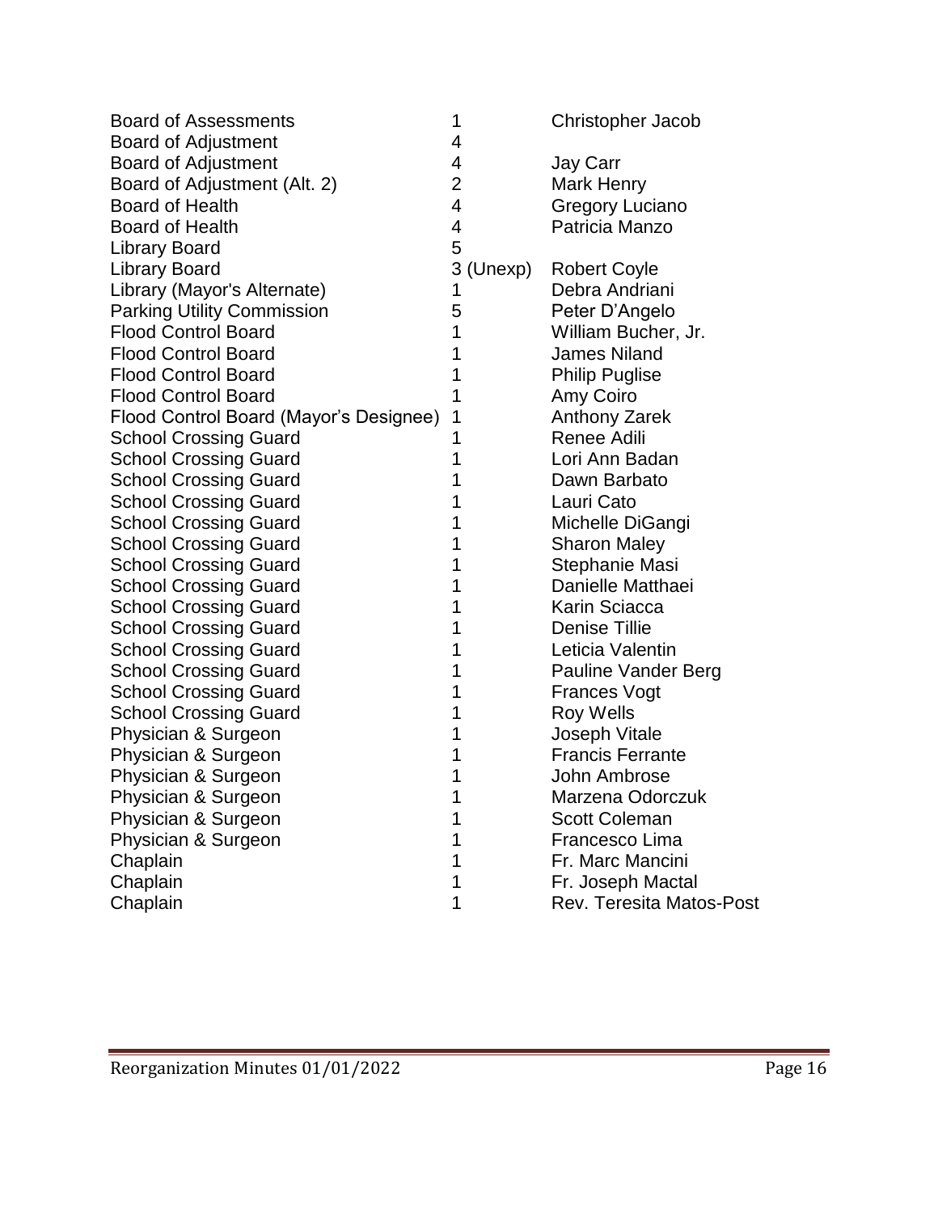| | | |
|---|---|---|
| Board of Assessments | 1 | Christopher Jacob |
| Board of Adjustment | 4 | |
| Board of Adjustment | 4 | Jay Carr |
| Board of Adjustment (Alt. 2) | 2 | Mark Henry |
| Board of Health | 4 | Gregory Luciano |
| Board of Health | 4 | Patricia Manzo |
| Library Board | 5 | |
| Library Board | 3 (Unexp) | Robert Coyle |
| Library (Mayor's Alternate) | 1 | Debra Andriani |
| Parking Utility Commission | 5 | Peter D'Angelo |
| Flood Control Board | 1 | William Bucher, Jr. |
| Flood Control Board | 1 | James Niland |
| Flood Control Board | 1 | Philip Puglise |
| Flood Control Board | 1 | Amy Coiro |
| Flood Control Board (Mayor's Designee) | 1 | Anthony Zarek |
| School Crossing Guard | 1 | Renee Adili |
| School Crossing Guard | 1 | Lori Ann Badan |
| School Crossing Guard | 1 | Dawn Barbato |
| School Crossing Guard | 1 | Lauri Cato |
| School Crossing Guard | 1 | Michelle DiGangi |
| School Crossing Guard | 1 | Sharon Maley |
| School Crossing Guard | 1 | Stephanie Masi |
| School Crossing Guard | 1 | Danielle Matthaei |
| School Crossing Guard | 1 | Karin Sciacca |
| School Crossing Guard | 1 | Denise Tillie |
| School Crossing Guard | 1 | Leticia Valentin |
| School Crossing Guard | 1 | Pauline Vander Berg |
| School Crossing Guard | 1 | Frances Vogt |
| School Crossing Guard | 1 | Roy Wells |
| Physician & Surgeon | 1 | Joseph Vitale |
| Physician & Surgeon | 1 | Francis Ferrante |
| Physician & Surgeon | 1 | John Ambrose |
| Physician & Surgeon | 1 | Marzena Odorczuk |
| Physician & Surgeon | 1 | Scott Coleman |
| Physician & Surgeon | 1 | Francesco Lima |
| Chaplain | 1 | Fr. Marc Mancini |
| Chaplain | 1 | Fr. Joseph Mactal |
| Chaplain | 1 | Rev. Teresita Matos-Post |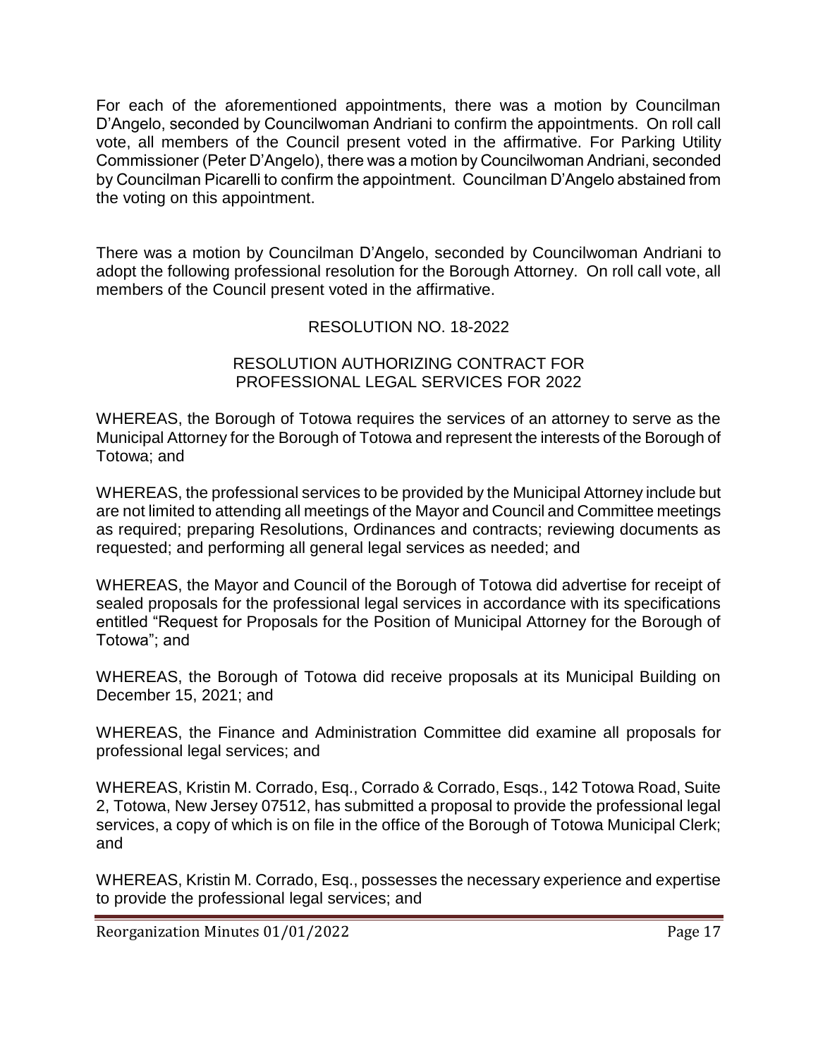For each of the aforementioned appointments, there was a motion by Councilman D'Angelo, seconded by Councilwoman Andriani to confirm the appointments. On roll call vote, all members of the Council present voted in the affirmative. For Parking Utility Commissioner (Peter D'Angelo), there was a motion by Councilwoman Andriani, seconded by Councilman Picarelli to confirm the appointment. Councilman D'Angelo abstained from the voting on this appointment.

There was a motion by Councilman D'Angelo, seconded by Councilwoman Andriani to adopt the following professional resolution for the Borough Attorney. On roll call vote, all members of the Council present voted in the affirmative.

RESOLUTION NO. 18-2022

RESOLUTION AUTHORIZING CONTRACT FOR PROFESSIONAL LEGAL SERVICES FOR 2022

WHEREAS, the Borough of Totowa requires the services of an attorney to serve as the Municipal Attorney for the Borough of Totowa and represent the interests of the Borough of Totowa; and

WHEREAS, the professional services to be provided by the Municipal Attorney include but are not limited to attending all meetings of the Mayor and Council and Committee meetings as required; preparing Resolutions, Ordinances and contracts; reviewing documents as requested; and performing all general legal services as needed; and

WHEREAS, the Mayor and Council of the Borough of Totowa did advertise for receipt of sealed proposals for the professional legal services in accordance with its specifications entitled "Request for Proposals for the Position of Municipal Attorney for the Borough of Totowa"; and

WHEREAS, the Borough of Totowa did receive proposals at its Municipal Building on December 15, 2021; and

WHEREAS, the Finance and Administration Committee did examine all proposals for professional legal services; and

WHEREAS, Kristin M. Corrado, Esq., Corrado & Corrado, Esqs., 142 Totowa Road, Suite 2, Totowa, New Jersey 07512, has submitted a proposal to provide the professional legal services, a copy of which is on file in the office of the Borough of Totowa Municipal Clerk; and

WHEREAS, Kristin M. Corrado, Esq., possesses the necessary experience and expertise to provide the professional legal services; and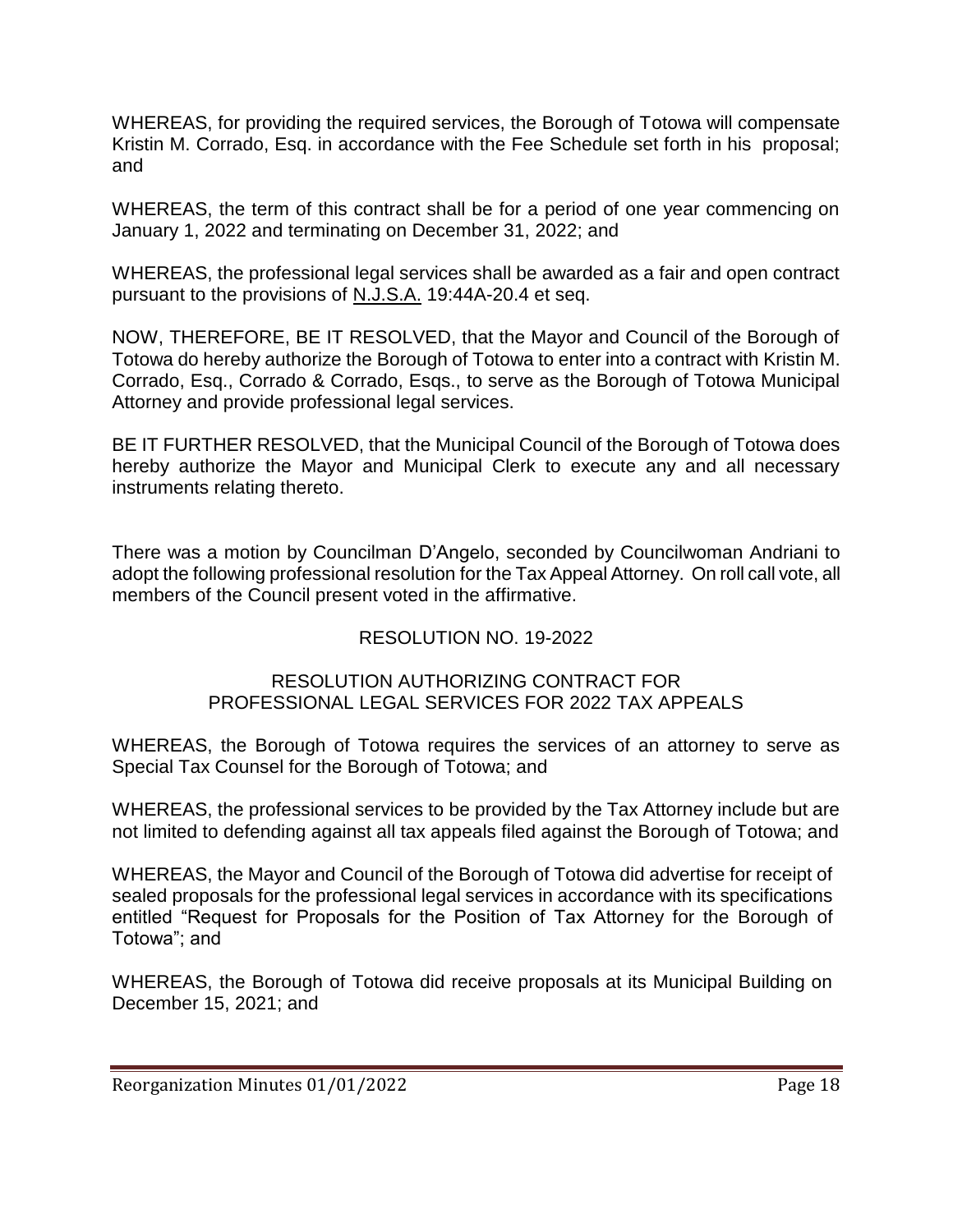WHEREAS, for providing the required services, the Borough of Totowa will compensate Kristin M. Corrado, Esq. in accordance with the Fee Schedule set forth in his proposal; and

WHEREAS, the term of this contract shall be for a period of one year commencing on January 1, 2022 and terminating on December 31, 2022; and

WHEREAS, the professional legal services shall be awarded as a fair and open contract pursuant to the provisions of N.J.S.A. 19:44A-20.4 et seq.

NOW, THEREFORE, BE IT RESOLVED, that the Mayor and Council of the Borough of Totowa do hereby authorize the Borough of Totowa to enter into a contract with Kristin M. Corrado, Esq., Corrado & Corrado, Esqs., to serve as the Borough of Totowa Municipal Attorney and provide professional legal services.

BE IT FURTHER RESOLVED, that the Municipal Council of the Borough of Totowa does hereby authorize the Mayor and Municipal Clerk to execute any and all necessary instruments relating thereto.

There was a motion by Councilman D'Angelo, seconded by Councilwoman Andriani to adopt the following professional resolution for the Tax Appeal Attorney. On roll call vote, all members of the Council present voted in the affirmative.

RESOLUTION NO. 19-2022

RESOLUTION AUTHORIZING CONTRACT FOR PROFESSIONAL LEGAL SERVICES FOR 2022 TAX APPEALS

WHEREAS, the Borough of Totowa requires the services of an attorney to serve as Special Tax Counsel for the Borough of Totowa; and

WHEREAS, the professional services to be provided by the Tax Attorney include but are not limited to defending against all tax appeals filed against the Borough of Totowa; and

WHEREAS, the Mayor and Council of the Borough of Totowa did advertise for receipt of sealed proposals for the professional legal services in accordance with its specifications entitled "Request for Proposals for the Position of Tax Attorney for the Borough of Totowa"; and

WHEREAS, the Borough of Totowa did receive proposals at its Municipal Building on December 15, 2021; and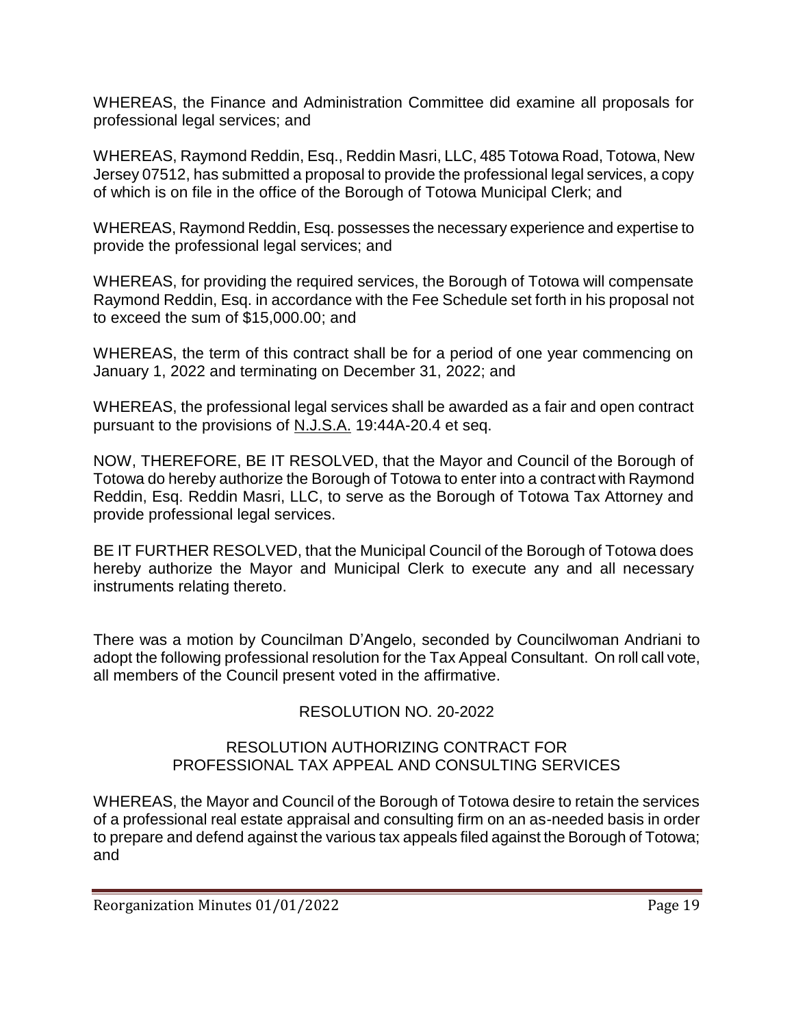WHEREAS, the Finance and Administration Committee did examine all proposals for professional legal services; and

WHEREAS, Raymond Reddin, Esq., Reddin Masri, LLC, 485 Totowa Road, Totowa, New Jersey 07512, has submitted a proposal to provide the professional legal services, a copy of which is on file in the office of the Borough of Totowa Municipal Clerk; and

WHEREAS, Raymond Reddin, Esq. possesses the necessary experience and expertise to provide the professional legal services; and

WHEREAS, for providing the required services, the Borough of Totowa will compensate Raymond Reddin, Esq. in accordance with the Fee Schedule set forth in his proposal not to exceed the sum of $15,000.00; and

WHEREAS, the term of this contract shall be for a period of one year commencing on January 1, 2022 and terminating on December 31, 2022; and

WHEREAS, the professional legal services shall be awarded as a fair and open contract pursuant to the provisions of N.J.S.A. 19:44A-20.4 et seq.

NOW, THEREFORE, BE IT RESOLVED, that the Mayor and Council of the Borough of Totowa do hereby authorize the Borough of Totowa to enter into a contract with Raymond Reddin, Esq. Reddin Masri, LLC, to serve as the Borough of Totowa Tax Attorney and provide professional legal services.

BE IT FURTHER RESOLVED, that the Municipal Council of the Borough of Totowa does hereby authorize the Mayor and Municipal Clerk to execute any and all necessary instruments relating thereto.

There was a motion by Councilman D'Angelo, seconded by Councilwoman Andriani to adopt the following professional resolution for the Tax Appeal Consultant. On roll call vote, all members of the Council present voted in the affirmative.

RESOLUTION NO. 20-2022

RESOLUTION AUTHORIZING CONTRACT FOR PROFESSIONAL TAX APPEAL AND CONSULTING SERVICES

WHEREAS, the Mayor and Council of the Borough of Totowa desire to retain the services of a professional real estate appraisal and consulting firm on an as-needed basis in order to prepare and defend against the various tax appeals filed against the Borough of Totowa; and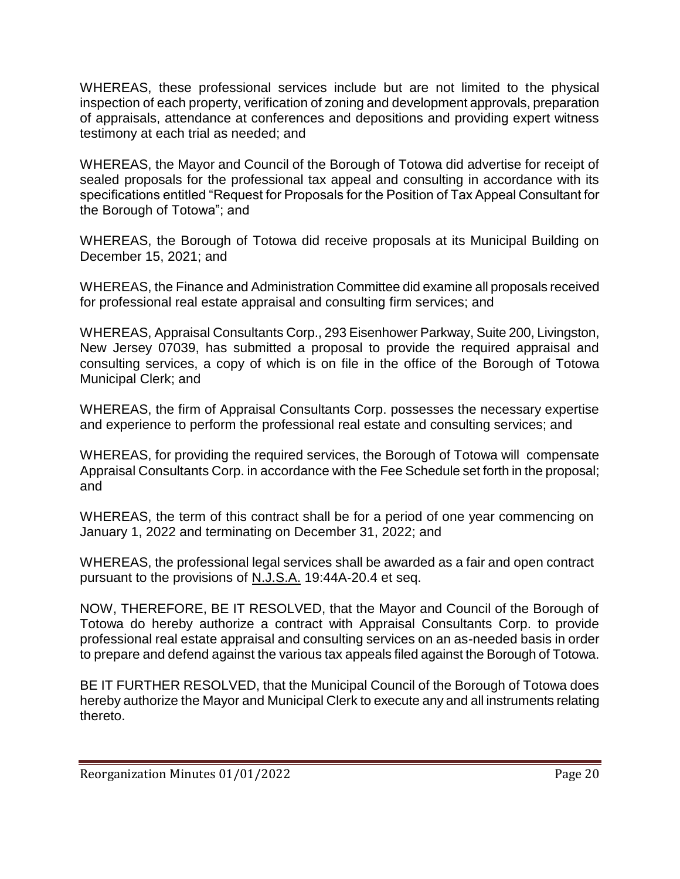WHEREAS, these professional services include but are not limited to the physical inspection of each property, verification of zoning and development approvals, preparation of appraisals, attendance at conferences and depositions and providing expert witness testimony at each trial as needed; and

WHEREAS, the Mayor and Council of the Borough of Totowa did advertise for receipt of sealed proposals for the professional tax appeal and consulting in accordance with its specifications entitled "Request for Proposals for the Position of Tax Appeal Consultant for the Borough of Totowa"; and

WHEREAS, the Borough of Totowa did receive proposals at its Municipal Building on December 15, 2021; and

WHEREAS, the Finance and Administration Committee did examine all proposals received for professional real estate appraisal and consulting firm services; and

WHEREAS, Appraisal Consultants Corp., 293 Eisenhower Parkway, Suite 200, Livingston, New Jersey 07039, has submitted a proposal to provide the required appraisal and consulting services, a copy of which is on file in the office of the Borough of Totowa Municipal Clerk; and

WHEREAS, the firm of Appraisal Consultants Corp. possesses the necessary expertise and experience to perform the professional real estate and consulting services; and

WHEREAS, for providing the required services, the Borough of Totowa will compensate Appraisal Consultants Corp. in accordance with the Fee Schedule set forth in the proposal; and

WHEREAS, the term of this contract shall be for a period of one year commencing on January 1, 2022 and terminating on December 31, 2022; and

WHEREAS, the professional legal services shall be awarded as a fair and open contract pursuant to the provisions of <u>N.J.S.A.</u> 19:44A-20.4 et seq.

NOW, THEREFORE, BE IT RESOLVED, that the Mayor and Council of the Borough of Totowa do hereby authorize a contract with Appraisal Consultants Corp. to provide professional real estate appraisal and consulting services on an as-needed basis in order to prepare and defend against the various tax appeals filed against the Borough of Totowa.

BE IT FURTHER RESOLVED, that the Municipal Council of the Borough of Totowa does hereby authorize the Mayor and Municipal Clerk to execute any and all instruments relating thereto.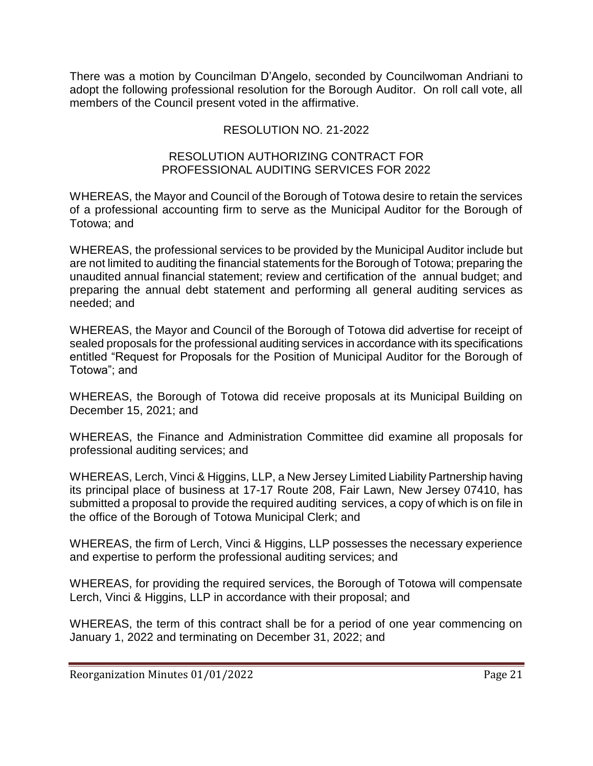There was a motion by Councilman D'Angelo, seconded by Councilwoman Andriani to adopt the following professional resolution for the Borough Auditor. On roll call vote, all members of the Council present voted in the affirmative.

RESOLUTION NO. 21-2022

RESOLUTION AUTHORIZING CONTRACT FOR PROFESSIONAL AUDITING SERVICES FOR 2022

WHEREAS, the Mayor and Council of the Borough of Totowa desire to retain the services of a professional accounting firm to serve as the Municipal Auditor for the Borough of Totowa; and

WHEREAS, the professional services to be provided by the Municipal Auditor include but are not limited to auditing the financial statements for the Borough of Totowa; preparing the unaudited annual financial statement; review and certification of the annual budget; and preparing the annual debt statement and performing all general auditing services as needed; and

WHEREAS, the Mayor and Council of the Borough of Totowa did advertise for receipt of sealed proposals for the professional auditing services in accordance with its specifications entitled "Request for Proposals for the Position of Municipal Auditor for the Borough of Totowa"; and

WHEREAS, the Borough of Totowa did receive proposals at its Municipal Building on December 15, 2021; and

WHEREAS, the Finance and Administration Committee did examine all proposals for professional auditing services; and

WHEREAS, Lerch, Vinci & Higgins, LLP, a New Jersey Limited Liability Partnership having its principal place of business at 17-17 Route 208, Fair Lawn, New Jersey 07410, has submitted a proposal to provide the required auditing services, a copy of which is on file in the office of the Borough of Totowa Municipal Clerk; and

WHEREAS, the firm of Lerch, Vinci & Higgins, LLP possesses the necessary experience and expertise to perform the professional auditing services; and

WHEREAS, for providing the required services, the Borough of Totowa will compensate Lerch, Vinci & Higgins, LLP in accordance with their proposal; and

WHEREAS, the term of this contract shall be for a period of one year commencing on January 1, 2022 and terminating on December 31, 2022; and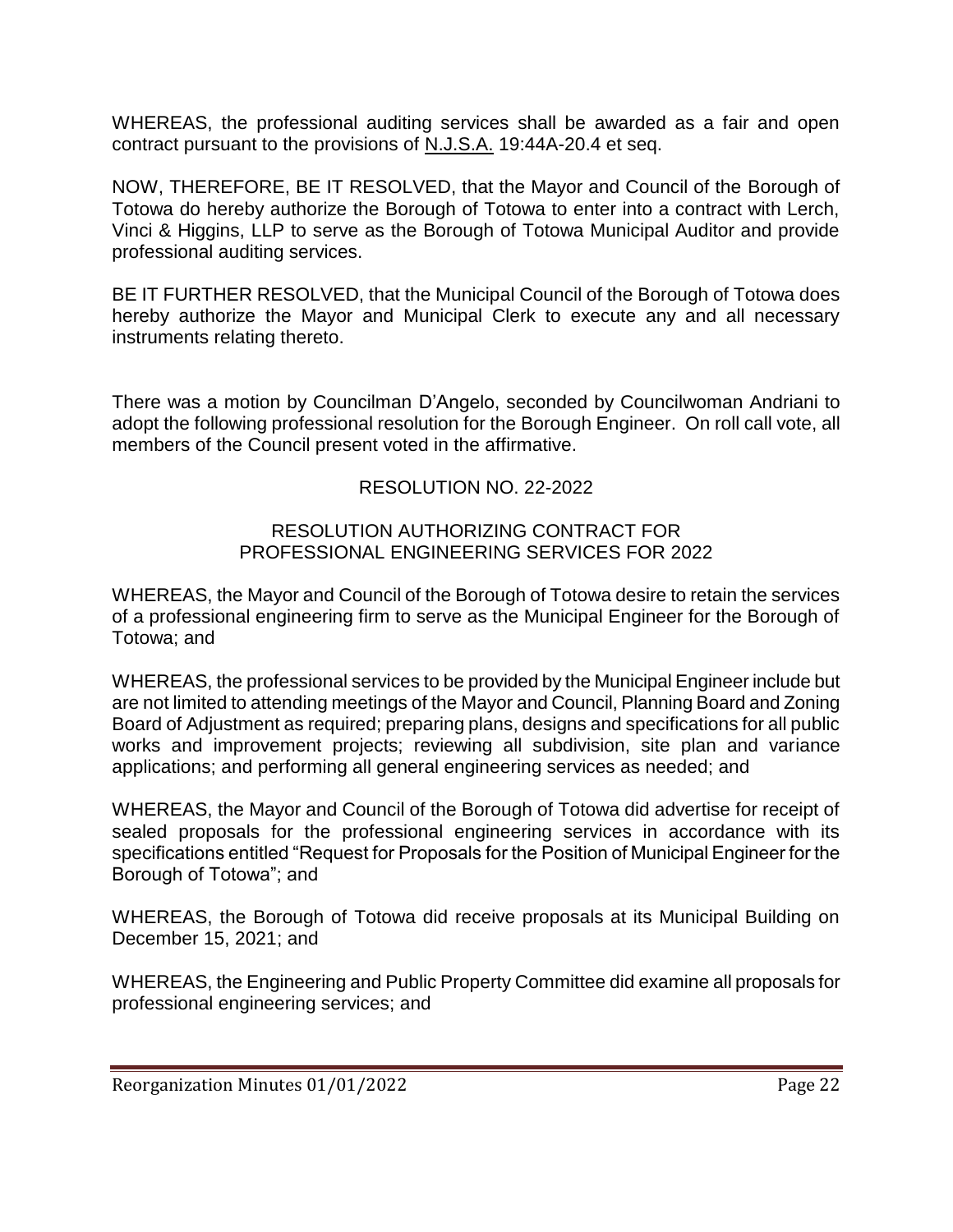WHEREAS, the professional auditing services shall be awarded as a fair and open contract pursuant to the provisions of N.J.S.A. 19:44A-20.4 et seq.

NOW, THEREFORE, BE IT RESOLVED, that the Mayor and Council of the Borough of Totowa do hereby authorize the Borough of Totowa to enter into a contract with Lerch, Vinci & Higgins, LLP to serve as the Borough of Totowa Municipal Auditor and provide professional auditing services.

BE IT FURTHER RESOLVED, that the Municipal Council of the Borough of Totowa does hereby authorize the Mayor and Municipal Clerk to execute any and all necessary instruments relating thereto.

There was a motion by Councilman D'Angelo, seconded by Councilwoman Andriani to adopt the following professional resolution for the Borough Engineer. On roll call vote, all members of the Council present voted in the affirmative.

RESOLUTION NO. 22-2022

RESOLUTION AUTHORIZING CONTRACT FOR PROFESSIONAL ENGINEERING SERVICES FOR 2022

WHEREAS, the Mayor and Council of the Borough of Totowa desire to retain the services of a professional engineering firm to serve as the Municipal Engineer for the Borough of Totowa; and

WHEREAS, the professional services to be provided by the Municipal Engineer include but are not limited to attending meetings of the Mayor and Council, Planning Board and Zoning Board of Adjustment as required; preparing plans, designs and specifications for all public works and improvement projects; reviewing all subdivision, site plan and variance applications; and performing all general engineering services as needed; and

WHEREAS, the Mayor and Council of the Borough of Totowa did advertise for receipt of sealed proposals for the professional engineering services in accordance with its specifications entitled "Request for Proposals for the Position of Municipal Engineer for the Borough of Totowa"; and

WHEREAS, the Borough of Totowa did receive proposals at its Municipal Building on December 15, 2021; and

WHEREAS, the Engineering and Public Property Committee did examine all proposals for professional engineering services; and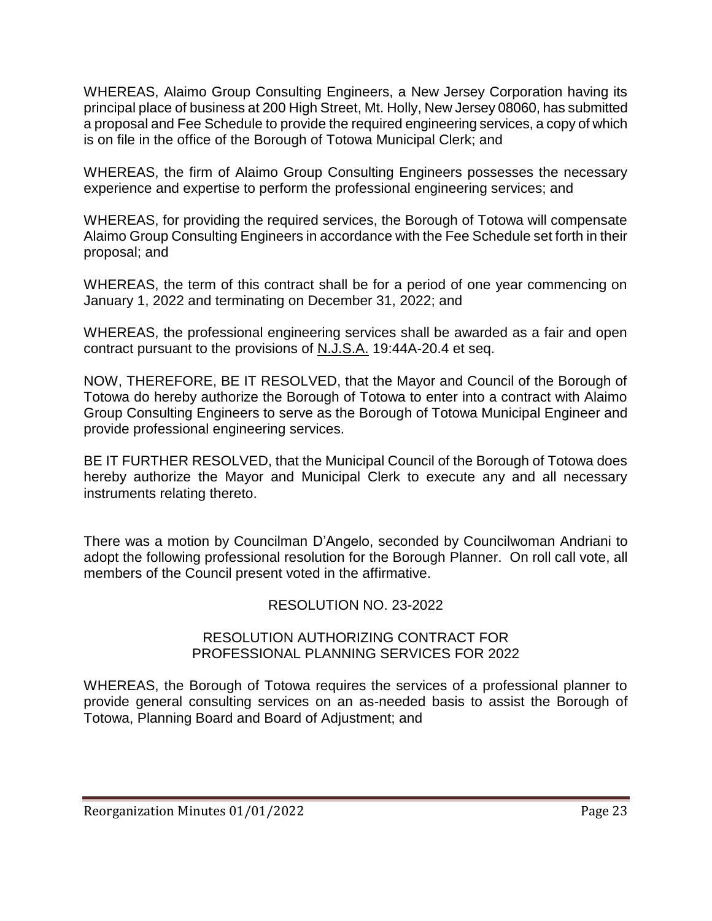WHEREAS, Alaimo Group Consulting Engineers, a New Jersey Corporation having its principal place of business at 200 High Street, Mt. Holly, New Jersey 08060, has submitted a proposal and Fee Schedule to provide the required engineering services, a copy of which is on file in the office of the Borough of Totowa Municipal Clerk; and

WHEREAS, the firm of Alaimo Group Consulting Engineers possesses the necessary experience and expertise to perform the professional engineering services; and

WHEREAS, for providing the required services, the Borough of Totowa will compensate Alaimo Group Consulting Engineers in accordance with the Fee Schedule set forth in their proposal; and

WHEREAS, the term of this contract shall be for a period of one year commencing on January 1, 2022 and terminating on December 31, 2022; and

WHEREAS, the professional engineering services shall be awarded as a fair and open contract pursuant to the provisions of N.J.S.A. 19:44A-20.4 et seq.

NOW, THEREFORE, BE IT RESOLVED, that the Mayor and Council of the Borough of Totowa do hereby authorize the Borough of Totowa to enter into a contract with Alaimo Group Consulting Engineers to serve as the Borough of Totowa Municipal Engineer and provide professional engineering services.

BE IT FURTHER RESOLVED, that the Municipal Council of the Borough of Totowa does hereby authorize the Mayor and Municipal Clerk to execute any and all necessary instruments relating thereto.

There was a motion by Councilman D'Angelo, seconded by Councilwoman Andriani to adopt the following professional resolution for the Borough Planner. On roll call vote, all members of the Council present voted in the affirmative.

RESOLUTION NO. 23-2022

RESOLUTION AUTHORIZING CONTRACT FOR PROFESSIONAL PLANNING SERVICES FOR 2022

WHEREAS, the Borough of Totowa requires the services of a professional planner to provide general consulting services on an as-needed basis to assist the Borough of Totowa, Planning Board and Board of Adjustment; and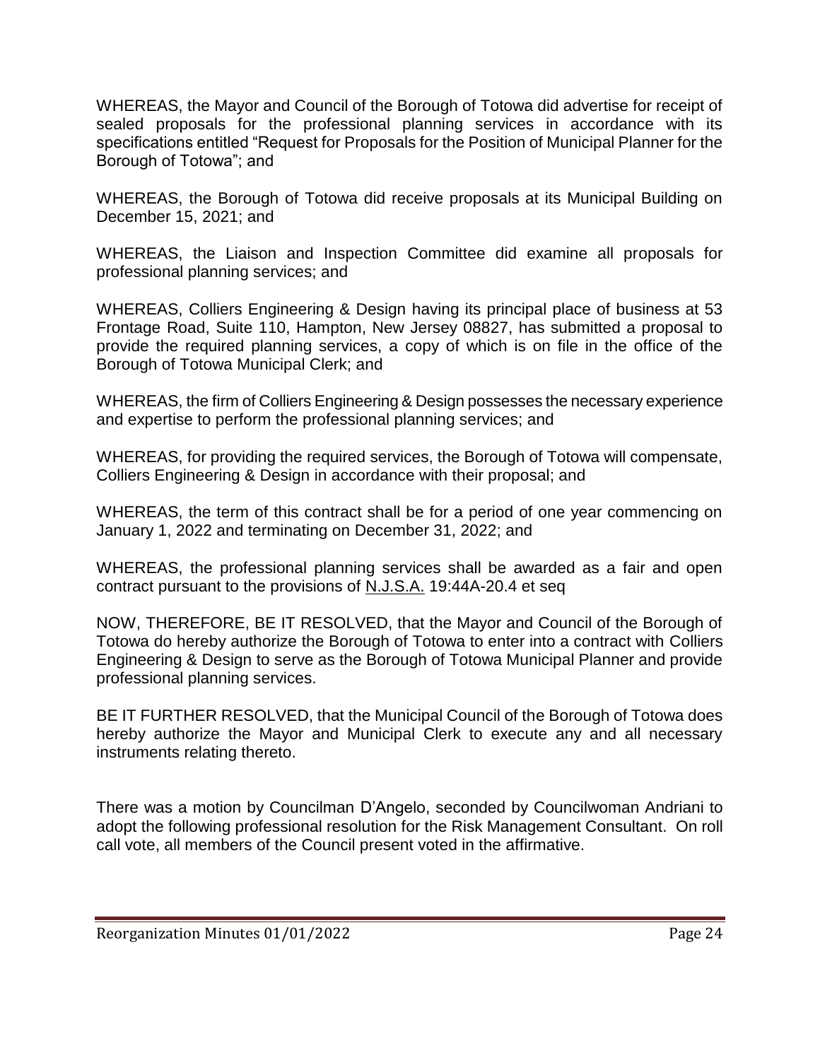WHEREAS, the Mayor and Council of the Borough of Totowa did advertise for receipt of sealed proposals for the professional planning services in accordance with its specifications entitled "Request for Proposals for the Position of Municipal Planner for the Borough of Totowa"; and

WHEREAS, the Borough of Totowa did receive proposals at its Municipal Building on December 15, 2021; and

WHEREAS, the Liaison and Inspection Committee did examine all proposals for professional planning services; and

WHEREAS, Colliers Engineering & Design having its principal place of business at 53 Frontage Road, Suite 110, Hampton, New Jersey 08827, has submitted a proposal to provide the required planning services, a copy of which is on file in the office of the Borough of Totowa Municipal Clerk; and

WHEREAS, the firm of Colliers Engineering & Design possesses the necessary experience and expertise to perform the professional planning services; and

WHEREAS, for providing the required services, the Borough of Totowa will compensate, Colliers Engineering & Design in accordance with their proposal; and

WHEREAS, the term of this contract shall be for a period of one year commencing on January 1, 2022 and terminating on December 31, 2022; and

WHEREAS, the professional planning services shall be awarded as a fair and open contract pursuant to the provisions of N.J.S.A. 19:44A-20.4 et seq

NOW, THEREFORE, BE IT RESOLVED, that the Mayor and Council of the Borough of Totowa do hereby authorize the Borough of Totowa to enter into a contract with Colliers Engineering & Design to serve as the Borough of Totowa Municipal Planner and provide professional planning services.

BE IT FURTHER RESOLVED, that the Municipal Council of the Borough of Totowa does hereby authorize the Mayor and Municipal Clerk to execute any and all necessary instruments relating thereto.

There was a motion by Councilman D'Angelo, seconded by Councilwoman Andriani to adopt the following professional resolution for the Risk Management Consultant. On roll call vote, all members of the Council present voted in the affirmative.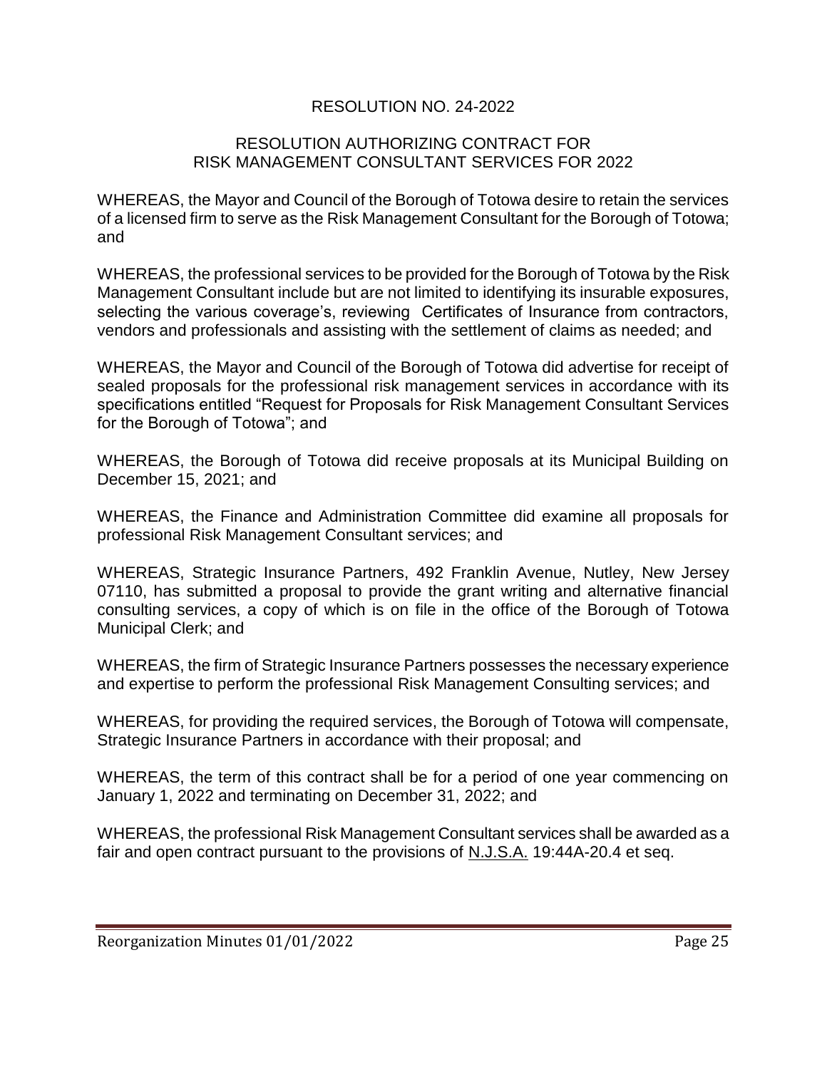## RESOLUTION NO. 24-2022

## RESOLUTION AUTHORIZING CONTRACT FOR RISK MANAGEMENT CONSULTANT SERVICES FOR 2022

WHEREAS, the Mayor and Council of the Borough of Totowa desire to retain the services of a licensed firm to serve as the Risk Management Consultant for the Borough of Totowa; and

WHEREAS, the professional services to be provided for the Borough of Totowa by the Risk Management Consultant include but are not limited to identifying its insurable exposures, selecting the various coverage's, reviewing Certificates of Insurance from contractors, vendors and professionals and assisting with the settlement of claims as needed; and

WHEREAS, the Mayor and Council of the Borough of Totowa did advertise for receipt of sealed proposals for the professional risk management services in accordance with its specifications entitled "Request for Proposals for Risk Management Consultant Services for the Borough of Totowa"; and

WHEREAS, the Borough of Totowa did receive proposals at its Municipal Building on December 15, 2021; and

WHEREAS, the Finance and Administration Committee did examine all proposals for professional Risk Management Consultant services; and

WHEREAS, Strategic Insurance Partners, 492 Franklin Avenue, Nutley, New Jersey 07110, has submitted a proposal to provide the grant writing and alternative financial consulting services, a copy of which is on file in the office of the Borough of Totowa Municipal Clerk; and

WHEREAS, the firm of Strategic Insurance Partners possesses the necessary experience and expertise to perform the professional Risk Management Consulting services; and

WHEREAS, for providing the required services, the Borough of Totowa will compensate, Strategic Insurance Partners in accordance with their proposal; and

WHEREAS, the term of this contract shall be for a period of one year commencing on January 1, 2022 and terminating on December 31, 2022; and

WHEREAS, the professional Risk Management Consultant services shall be awarded as a fair and open contract pursuant to the provisions of N.J.S.A. 19:44A-20.4 et seq.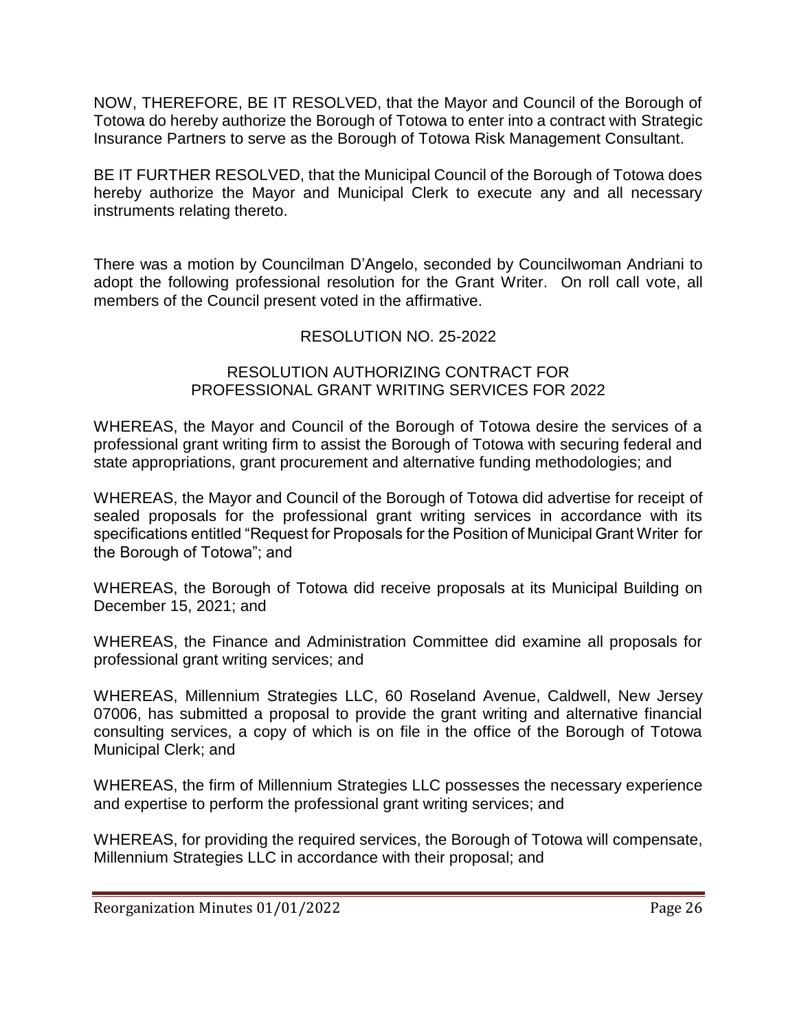NOW, THEREFORE, BE IT RESOLVED, that the Mayor and Council of the Borough of Totowa do hereby authorize the Borough of Totowa to enter into a contract with Strategic Insurance Partners to serve as the Borough of Totowa Risk Management Consultant.

BE IT FURTHER RESOLVED, that the Municipal Council of the Borough of Totowa does hereby authorize the Mayor and Municipal Clerk to execute any and all necessary instruments relating thereto.

There was a motion by Councilman D'Angelo, seconded by Councilwoman Andriani to adopt the following professional resolution for the Grant Writer. On roll call vote, all members of the Council present voted in the affirmative.

RESOLUTION NO. 25-2022

RESOLUTION AUTHORIZING CONTRACT FOR PROFESSIONAL GRANT WRITING SERVICES FOR 2022

WHEREAS, the Mayor and Council of the Borough of Totowa desire the services of a professional grant writing firm to assist the Borough of Totowa with securing federal and state appropriations, grant procurement and alternative funding methodologies; and

WHEREAS, the Mayor and Council of the Borough of Totowa did advertise for receipt of sealed proposals for the professional grant writing services in accordance with its specifications entitled "Request for Proposals for the Position of Municipal Grant Writer for the Borough of Totowa"; and

WHEREAS, the Borough of Totowa did receive proposals at its Municipal Building on December 15, 2021; and

WHEREAS, the Finance and Administration Committee did examine all proposals for professional grant writing services; and

WHEREAS, Millennium Strategies LLC, 60 Roseland Avenue, Caldwell, New Jersey 07006, has submitted a proposal to provide the grant writing and alternative financial consulting services, a copy of which is on file in the office of the Borough of Totowa Municipal Clerk; and

WHEREAS, the firm of Millennium Strategies LLC possesses the necessary experience and expertise to perform the professional grant writing services; and

WHEREAS, for providing the required services, the Borough of Totowa will compensate, Millennium Strategies LLC in accordance with their proposal; and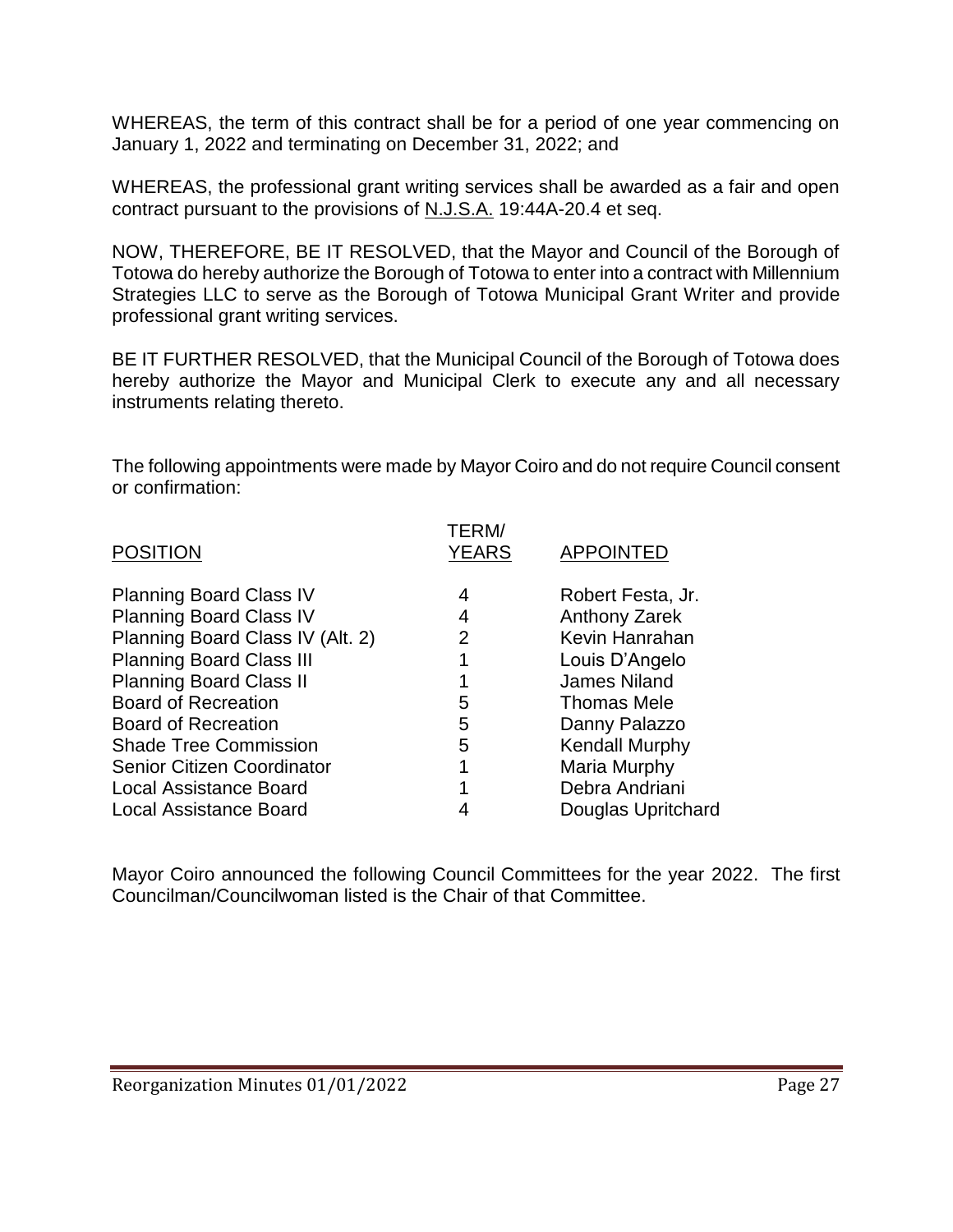WHEREAS, the term of this contract shall be for a period of one year commencing on January 1, 2022 and terminating on December 31, 2022; and

WHEREAS, the professional grant writing services shall be awarded as a fair and open contract pursuant to the provisions of N.J.S.A. 19:44A-20.4 et seq.

NOW, THEREFORE, BE IT RESOLVED, that the Mayor and Council of the Borough of Totowa do hereby authorize the Borough of Totowa to enter into a contract with Millennium Strategies LLC to serve as the Borough of Totowa Municipal Grant Writer and provide professional grant writing services.

BE IT FURTHER RESOLVED, that the Municipal Council of the Borough of Totowa does hereby authorize the Mayor and Municipal Clerk to execute any and all necessary instruments relating thereto.

The following appointments were made by Mayor Coiro and do not require Council consent or confirmation:

| POSITION | TERM/ YEARS | APPOINTED |
|---|---|---|
| Planning Board Class IV | 4 | Robert Festa, Jr. |
| Planning Board Class IV | 4 | Anthony Zarek |
| Planning Board Class IV (Alt. 2) | 2 | Kevin Hanrahan |
| Planning Board Class III | 1 | Louis D'Angelo |
| Planning Board Class II | 1 | James Niland |
| Board of Recreation | 5 | Thomas Mele |
| Board of Recreation | 5 | Danny Palazzo |
| Shade Tree Commission | 5 | Kendall Murphy |
| Senior Citizen Coordinator | 1 | Maria Murphy |
| Local Assistance Board | 1 | Debra Andriani |
| Local Assistance Board | 4 | Douglas Upritchard |

Mayor Coiro announced the following Council Committees for the year 2022. The first Councilman/Councilwoman listed is the Chair of that Committee.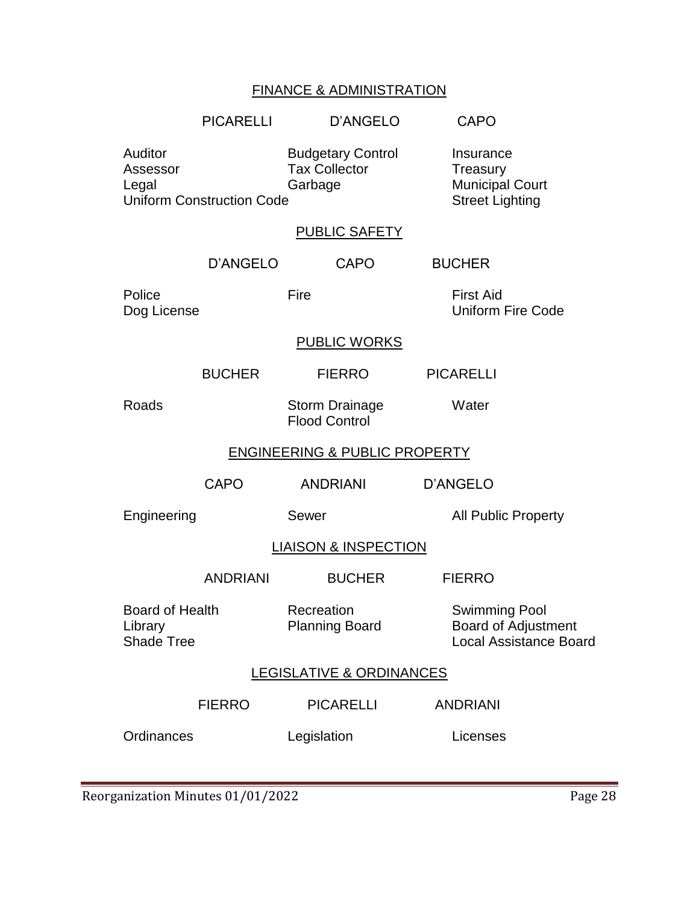## FINANCE & ADMINISTRATION

| PICARELLI | D'ANGELO | CAPO |
|---|---|---|
| Auditor | Budgetary Control | Insurance |
| Assessor | Tax Collector | Treasury |
| Legal | Garbage | Municipal Court |
| Uniform Construction Code | | Street Lighting |

## PUBLIC SAFETY

| D'ANGELO | CAPO | BUCHER |
|---|---|---|
| Police | Fire | First Aid |
| Dog License | | Uniform Fire Code |

## PUBLIC WORKS

| BUCHER | FIERRO | PICARELLI |
|---|---|---|
| Roads | Storm Drainage | Water |
| | Flood Control | |

## ENGINEERING & PUBLIC PROPERTY

| CAPO | ANDRIANI | D'ANGELO |
|---|---|---|
| Engineering | Sewer | All Public Property |

## LIAISON & INSPECTION

| ANDRIANI | BUCHER | FIERRO |
|---|---|---|
| Board of Health | Recreation | Swimming Pool |
| Library | Planning Board | Board of Adjustment |
| Shade Tree | | Local Assistance Board |

## LEGISLATIVE & ORDINANCES

| FIERRO | PICARELLI | ANDRIANI |
|---|---|---|
| Ordinances | Legislation | Licenses |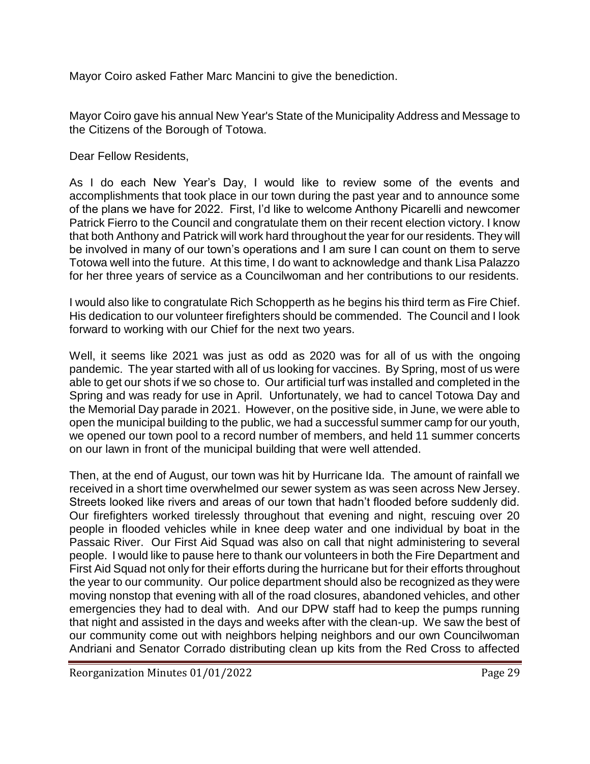Mayor Coiro asked Father Marc Mancini to give the benediction.

Mayor Coiro gave his annual New Year's State of the Municipality Address and Message to the Citizens of the Borough of Totowa.

Dear Fellow Residents,

As I do each New Year's Day, I would like to review some of the events and accomplishments that took place in our town during the past year and to announce some of the plans we have for 2022. First, I'd like to welcome Anthony Picarelli and newcomer Patrick Fierro to the Council and congratulate them on their recent election victory. I know that both Anthony and Patrick will work hard throughout the year for our residents. They will be involved in many of our town's operations and I am sure I can count on them to serve Totowa well into the future. At this time, I do want to acknowledge and thank Lisa Palazzo for her three years of service as a Councilwoman and her contributions to our residents.

I would also like to congratulate Rich Schopperth as he begins his third term as Fire Chief. His dedication to our volunteer firefighters should be commended. The Council and I look forward to working with our Chief for the next two years.

Well, it seems like 2021 was just as odd as 2020 was for all of us with the ongoing pandemic. The year started with all of us looking for vaccines. By Spring, most of us were able to get our shots if we so chose to. Our artificial turf was installed and completed in the Spring and was ready for use in April. Unfortunately, we had to cancel Totowa Day and the Memorial Day parade in 2021. However, on the positive side, in June, we were able to open the municipal building to the public, we had a successful summer camp for our youth, we opened our town pool to a record number of members, and held 11 summer concerts on our lawn in front of the municipal building that were well attended.

Then, at the end of August, our town was hit by Hurricane Ida. The amount of rainfall we received in a short time overwhelmed our sewer system as was seen across New Jersey. Streets looked like rivers and areas of our town that hadn't flooded before suddenly did. Our firefighters worked tirelessly throughout that evening and night, rescuing over 20 people in flooded vehicles while in knee deep water and one individual by boat in the Passaic River. Our First Aid Squad was also on call that night administering to several people. I would like to pause here to thank our volunteers in both the Fire Department and First Aid Squad not only for their efforts during the hurricane but for their efforts throughout the year to our community. Our police department should also be recognized as they were moving nonstop that evening with all of the road closures, abandoned vehicles, and other emergencies they had to deal with. And our DPW staff had to keep the pumps running that night and assisted in the days and weeks after with the clean-up. We saw the best of our community come out with neighbors helping neighbors and our own Councilwoman Andriani and Senator Corrado distributing clean up kits from the Red Cross to affected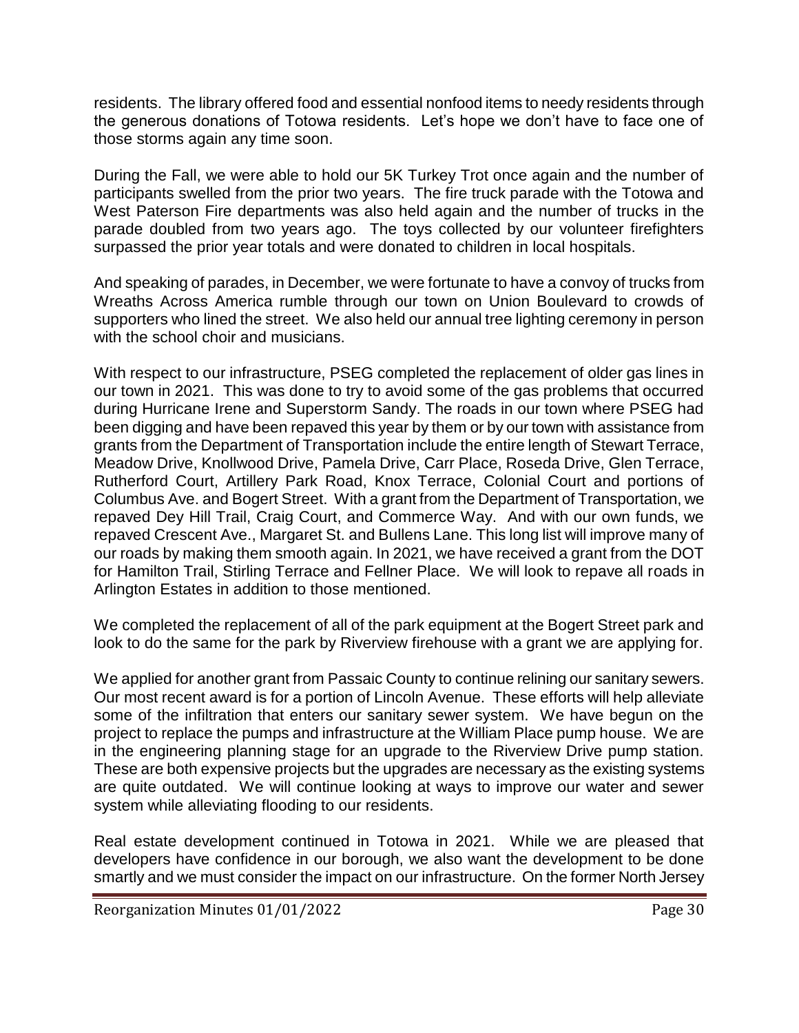residents. The library offered food and essential nonfood items to needy residents through the generous donations of Totowa residents. Let's hope we don't have to face one of those storms again any time soon.

During the Fall, we were able to hold our 5K Turkey Trot once again and the number of participants swelled from the prior two years. The fire truck parade with the Totowa and West Paterson Fire departments was also held again and the number of trucks in the parade doubled from two years ago. The toys collected by our volunteer firefighters surpassed the prior year totals and were donated to children in local hospitals.

And speaking of parades, in December, we were fortunate to have a convoy of trucks from Wreaths Across America rumble through our town on Union Boulevard to crowds of supporters who lined the street. We also held our annual tree lighting ceremony in person with the school choir and musicians.

With respect to our infrastructure, PSEG completed the replacement of older gas lines in our town in 2021. This was done to try to avoid some of the gas problems that occurred during Hurricane Irene and Superstorm Sandy. The roads in our town where PSEG had been digging and have been repaved this year by them or by our town with assistance from grants from the Department of Transportation include the entire length of Stewart Terrace, Meadow Drive, Knollwood Drive, Pamela Drive, Carr Place, Roseda Drive, Glen Terrace, Rutherford Court, Artillery Park Road, Knox Terrace, Colonial Court and portions of Columbus Ave. and Bogert Street. With a grant from the Department of Transportation, we repaved Dey Hill Trail, Craig Court, and Commerce Way. And with our own funds, we repaved Crescent Ave., Margaret St. and Bullens Lane. This long list will improve many of our roads by making them smooth again. In 2021, we have received a grant from the DOT for Hamilton Trail, Stirling Terrace and Fellner Place. We will look to repave all roads in Arlington Estates in addition to those mentioned.

We completed the replacement of all of the park equipment at the Bogert Street park and look to do the same for the park by Riverview firehouse with a grant we are applying for.

We applied for another grant from Passaic County to continue relining our sanitary sewers. Our most recent award is for a portion of Lincoln Avenue. These efforts will help alleviate some of the infiltration that enters our sanitary sewer system. We have begun on the project to replace the pumps and infrastructure at the William Place pump house. We are in the engineering planning stage for an upgrade to the Riverview Drive pump station. These are both expensive projects but the upgrades are necessary as the existing systems are quite outdated. We will continue looking at ways to improve our water and sewer system while alleviating flooding to our residents.

Real estate development continued in Totowa in 2021. While we are pleased that developers have confidence in our borough, we also want the development to be done smartly and we must consider the impact on our infrastructure. On the former North Jersey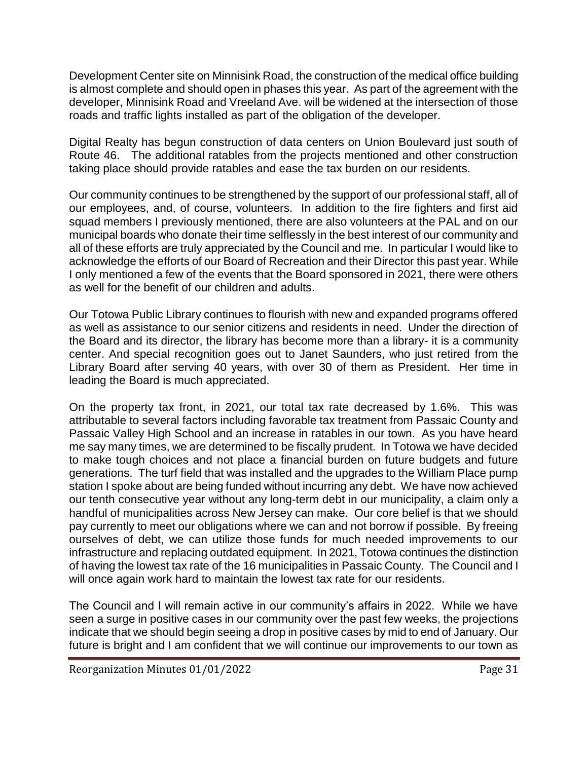Development Center site on Minnisink Road, the construction of the medical office building is almost complete and should open in phases this year. As part of the agreement with the developer, Minnisink Road and Vreeland Ave. will be widened at the intersection of those roads and traffic lights installed as part of the obligation of the developer.

Digital Realty has begun construction of data centers on Union Boulevard just south of Route 46. The additional ratables from the projects mentioned and other construction taking place should provide ratables and ease the tax burden on our residents.

Our community continues to be strengthened by the support of our professional staff, all of our employees, and, of course, volunteers. In addition to the fire fighters and first aid squad members I previously mentioned, there are also volunteers at the PAL and on our municipal boards who donate their time selflessly in the best interest of our community and all of these efforts are truly appreciated by the Council and me. In particular I would like to acknowledge the efforts of our Board of Recreation and their Director this past year. While I only mentioned a few of the events that the Board sponsored in 2021, there were others as well for the benefit of our children and adults.

Our Totowa Public Library continues to flourish with new and expanded programs offered as well as assistance to our senior citizens and residents in need. Under the direction of the Board and its director, the library has become more than a library- it is a community center. And special recognition goes out to Janet Saunders, who just retired from the Library Board after serving 40 years, with over 30 of them as President. Her time in leading the Board is much appreciated.

On the property tax front, in 2021, our total tax rate decreased by 1.6%. This was attributable to several factors including favorable tax treatment from Passaic County and Passaic Valley High School and an increase in ratables in our town. As you have heard me say many times, we are determined to be fiscally prudent. In Totowa we have decided to make tough choices and not place a financial burden on future budgets and future generations. The turf field that was installed and the upgrades to the William Place pump station I spoke about are being funded without incurring any debt. We have now achieved our tenth consecutive year without any long-term debt in our municipality, a claim only a handful of municipalities across New Jersey can make. Our core belief is that we should pay currently to meet our obligations where we can and not borrow if possible. By freeing ourselves of debt, we can utilize those funds for much needed improvements to our infrastructure and replacing outdated equipment. In 2021, Totowa continues the distinction of having the lowest tax rate of the 16 municipalities in Passaic County. The Council and I will once again work hard to maintain the lowest tax rate for our residents.

The Council and I will remain active in our community's affairs in 2022. While we have seen a surge in positive cases in our community over the past few weeks, the projections indicate that we should begin seeing a drop in positive cases by mid to end of January. Our future is bright and I am confident that we will continue our improvements to our town as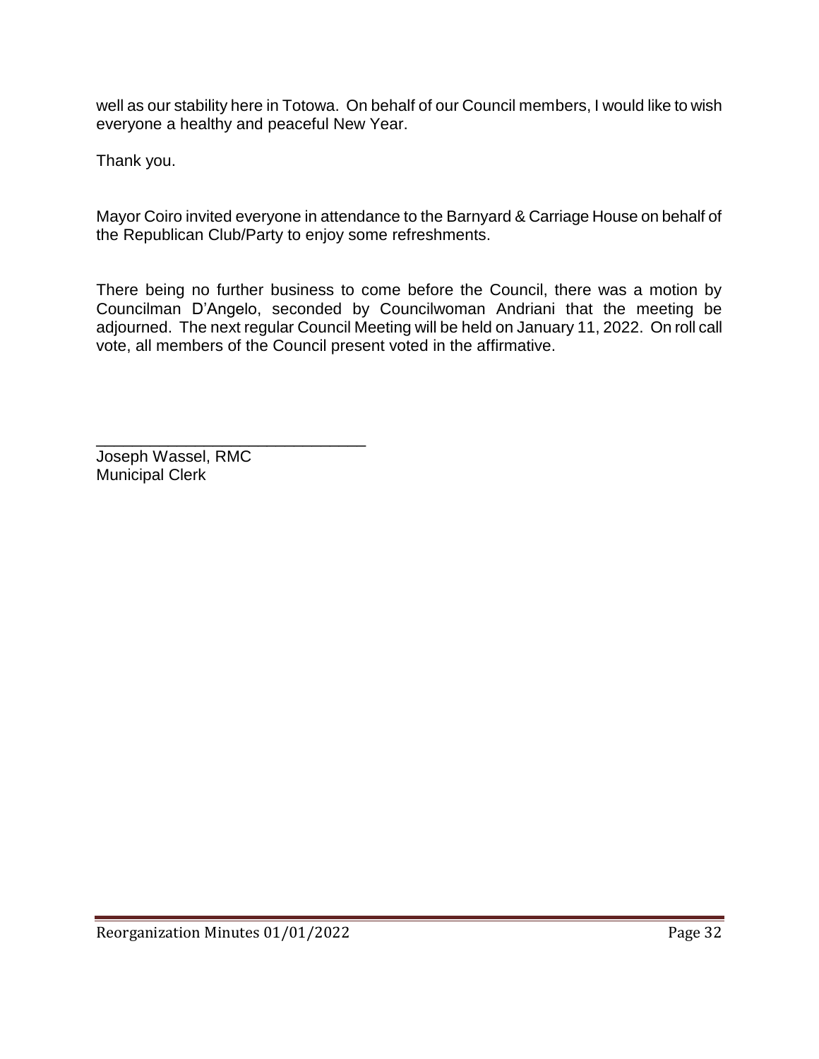well as our stability here in Totowa. On behalf of our Council members, I would like to wish everyone a healthy and peaceful New Year.

Thank you.

Mayor Coiro invited everyone in attendance to the Barnyard & Carriage House on behalf of the Republican Club/Party to enjoy some refreshments.

There being no further business to come before the Council, there was a motion by Councilman D'Angelo, seconded by Councilwoman Andriani that the meeting be adjourned. The next regular Council Meeting will be held on January 11, 2022. On roll call vote, all members of the Council present voted in the affirmative.

_______________________________
Joseph Wassel, RMC
Municipal Clerk